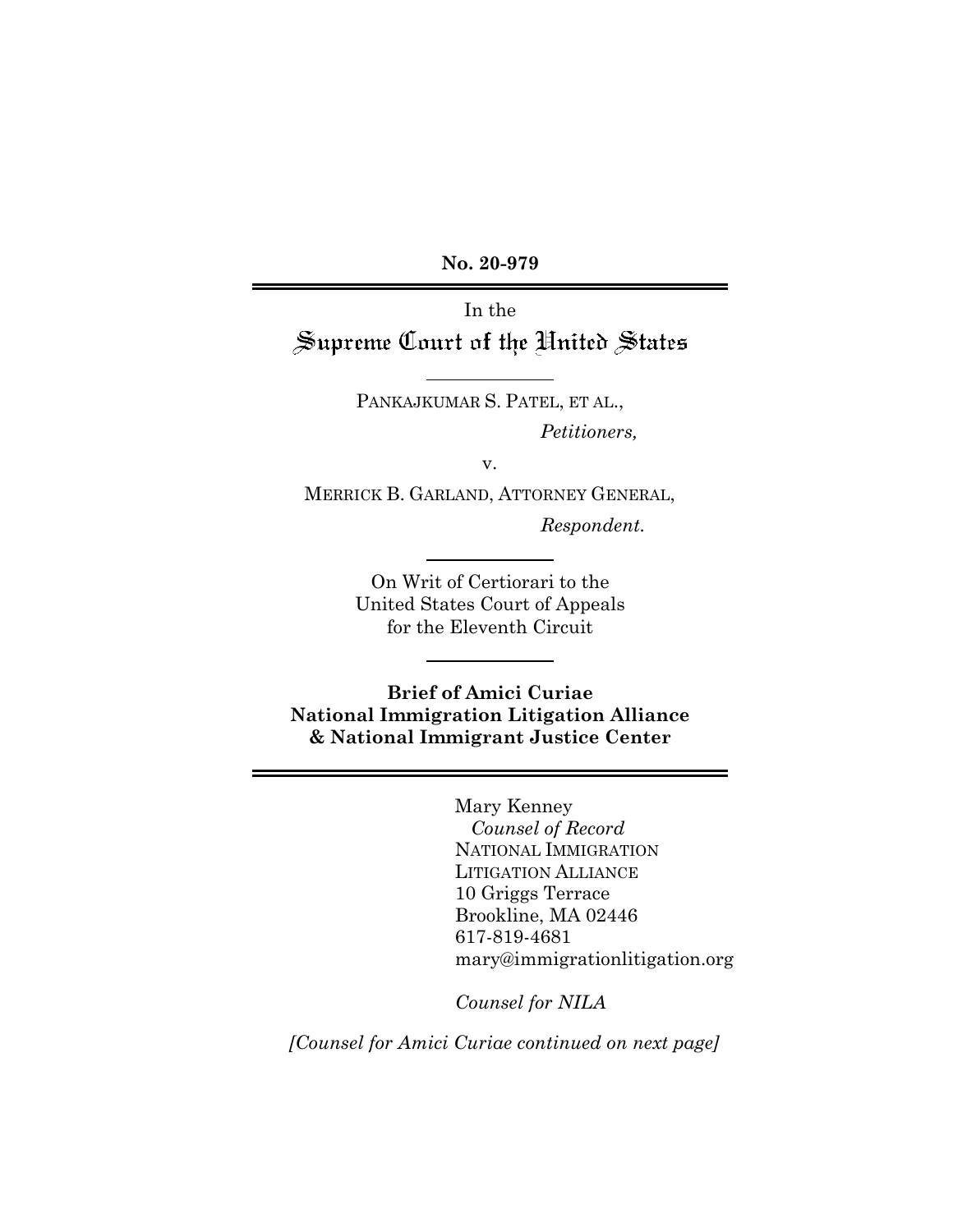**No. 20-979**

In the

# Supreme Court of the United States

PANKAJKUMAR S. PATEL, ET AL.,

*Petitioners,*

v.

MERRICK B. GARLAND, ATTORNEY GENERAL,

*Respondent.*

On Writ of Certiorari to the
United States Court of Appeals
for the Eleventh Circuit

**Brief of Amici Curiae**
**National Immigration Litigation Alliance**
**& National Immigrant Justice Center**

Mary Kenney
*Counsel of Record*
NATIONAL IMMIGRATION
LITIGATION ALLIANCE
10 Griggs Terrace
Brookline, MA 02446
617-819-4681
mary@immigrationlitigation.org

*Counsel for NILA*

*[Counsel for Amici Curiae continued on next page]*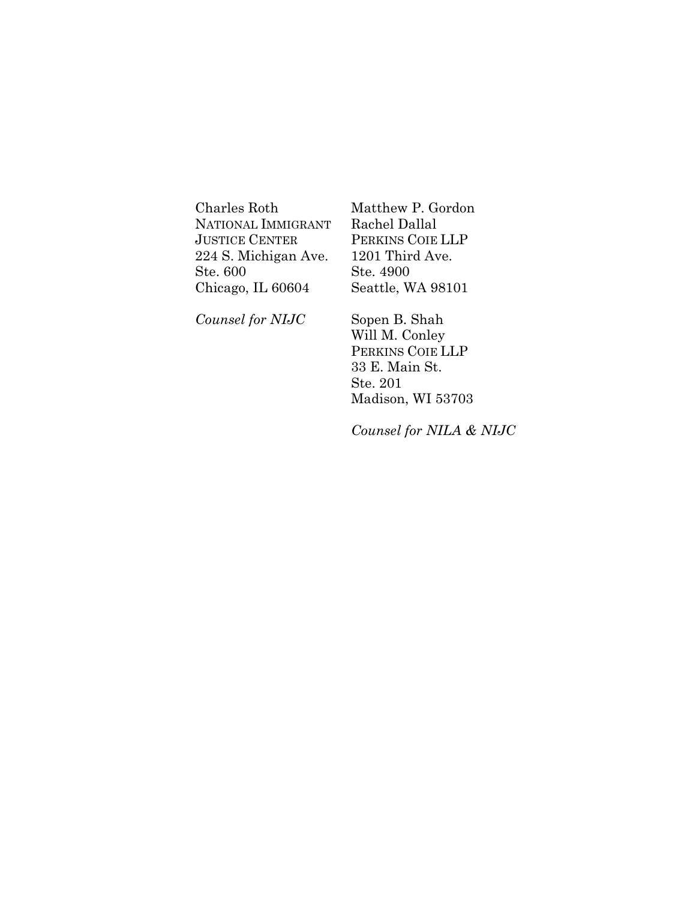Charles Roth
NATIONAL IMMIGRANT JUSTICE CENTER
224 S. Michigan Ave.
Ste. 600
Chicago, IL 60604

*Counsel for NIJC*

Matthew P. Gordon
Rachel Dallal
PERKINS COIE LLP
1201 Third Ave.
Ste. 4900
Seattle, WA 98101

Sopen B. Shah
Will M. Conley
PERKINS COIE LLP
33 E. Main St.
Ste. 201
Madison, WI 53703

*Counsel for NILA & NIJC*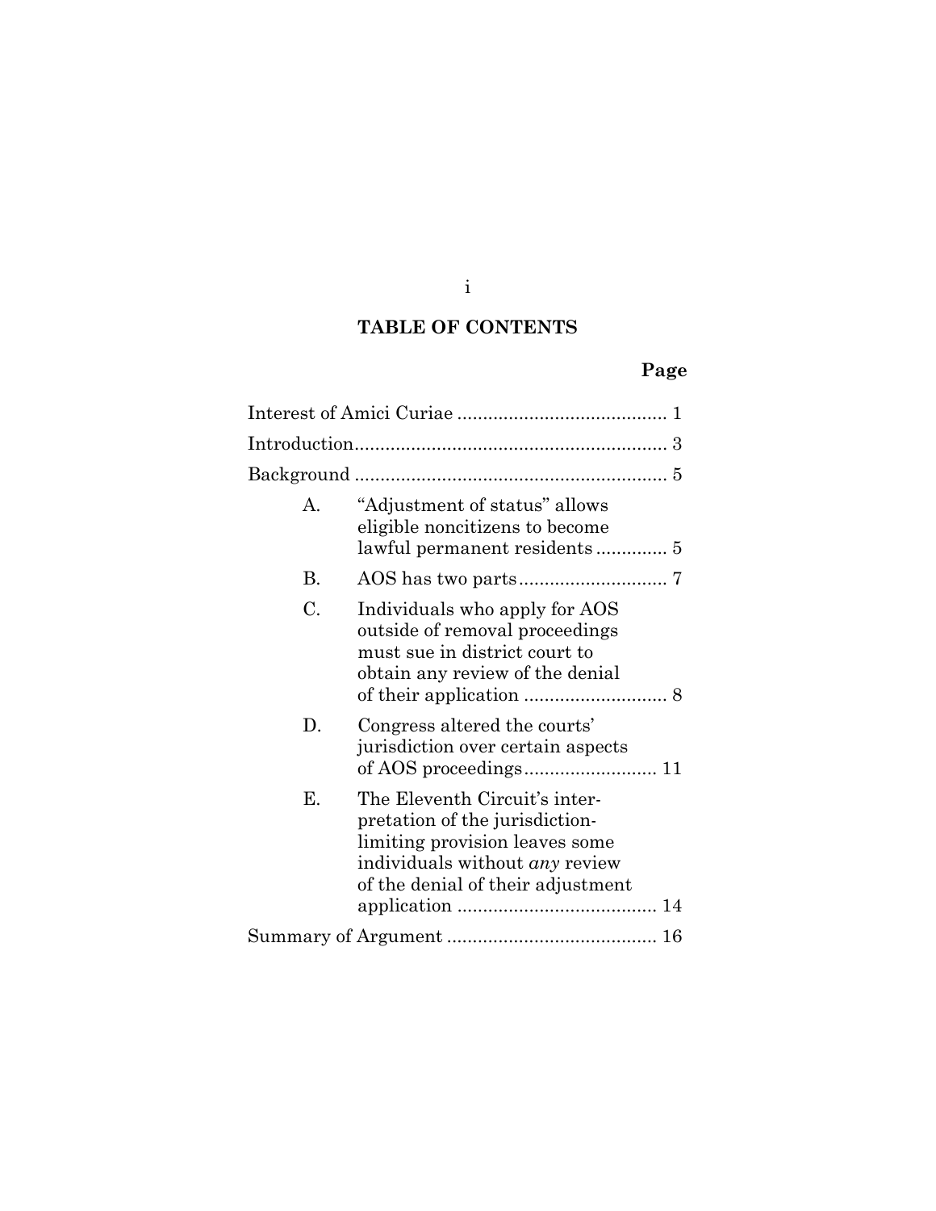## TABLE OF CONTENTS

**Page**

Interest of Amici Curiae ......................................... 1

Introduction............................................................. 3

Background ............................................................. 5

A. "Adjustment of status" allows eligible noncitizens to become lawful permanent residents ............. 5

B. AOS has two parts............................. 7

C. Individuals who apply for AOS outside of removal proceedings must sue in district court to obtain any review of the denial of their application ............................ 8

D. Congress altered the courts' jurisdiction over certain aspects of AOS proceedings.......................... 11

E. The Eleventh Circuit's interpretation of the jurisdiction-limiting provision leaves some individuals without *any* review of the denial of their adjustment application ....................................... 14

Summary of Argument ......................................... 16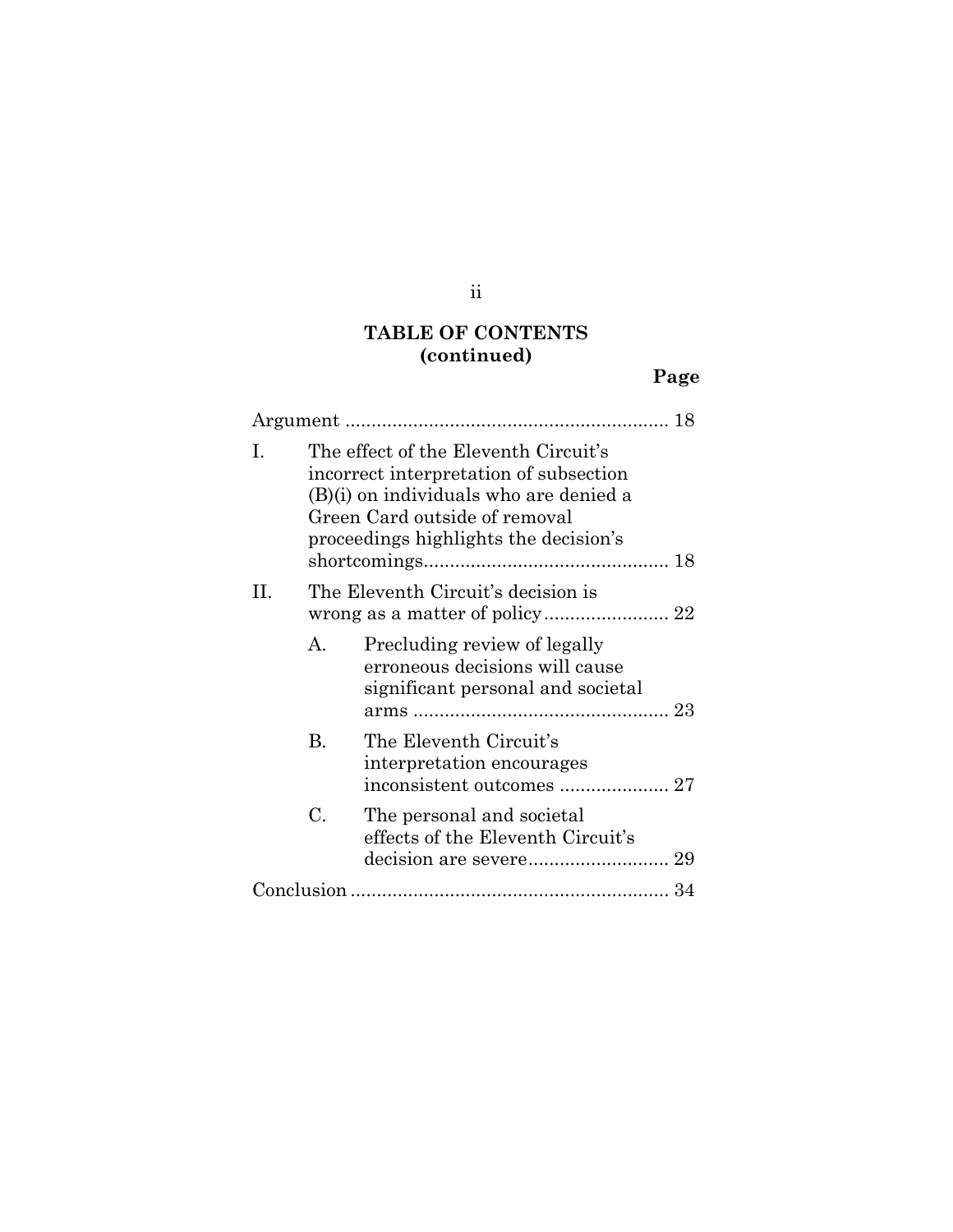## TABLE OF CONTENTS (continued)

**Page**

Argument .............................................................. 18

I. The effect of the Eleventh Circuit's incorrect interpretation of subsection (B)(i) on individuals who are denied a Green Card outside of removal proceedings highlights the decision's shortcomings............................................... 18

II. The Eleventh Circuit's decision is wrong as a matter of policy........................ 22

   A. Precluding review of legally erroneous decisions will cause significant personal and societal arms ................................................ 23

   B. The Eleventh Circuit's interpretation encourages inconsistent outcomes ..................... 27

   C. The personal and societal effects of the Eleventh Circuit's decision are severe........................... 29

Conclusion ............................................................ 34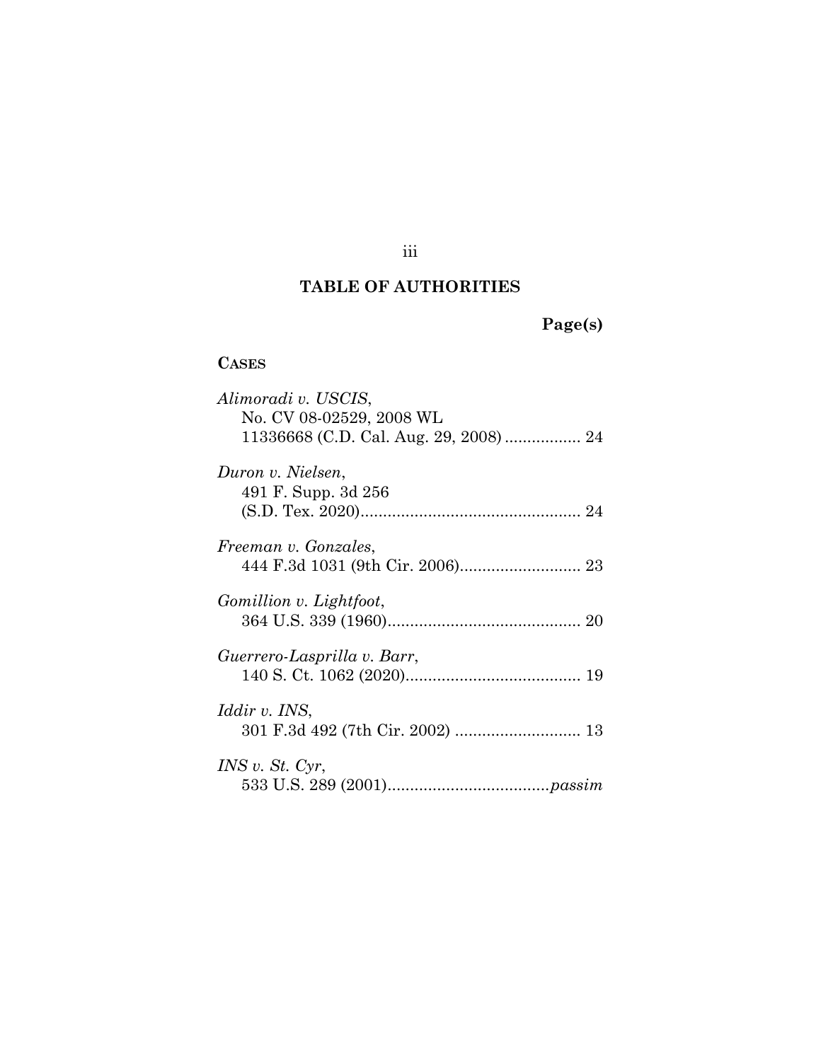# TABLE OF AUTHORITIES

**Page(s)**

**CASES**

*Alimoradi v. USCIS*,
No. CV 08-02529, 2008 WL 11336668 (C.D. Cal. Aug. 29, 2008) ................. 24

*Duron v. Nielsen*,
491 F. Supp. 3d 256 (S.D. Tex. 2020)................................................. 24

*Freeman v. Gonzales*,
444 F.3d 1031 (9th Cir. 2006)........................... 23

*Gomillion v. Lightfoot*,
364 U.S. 339 (1960)........................................... 20

*Guerrero-Lasprilla v. Barr*,
140 S. Ct. 1062 (2020)....................................... 19

*Iddir v. INS*,
301 F.3d 492 (7th Cir. 2002) ............................ 13

*INS v. St. Cyr*,
533 U.S. 289 (2001)....................................*passim*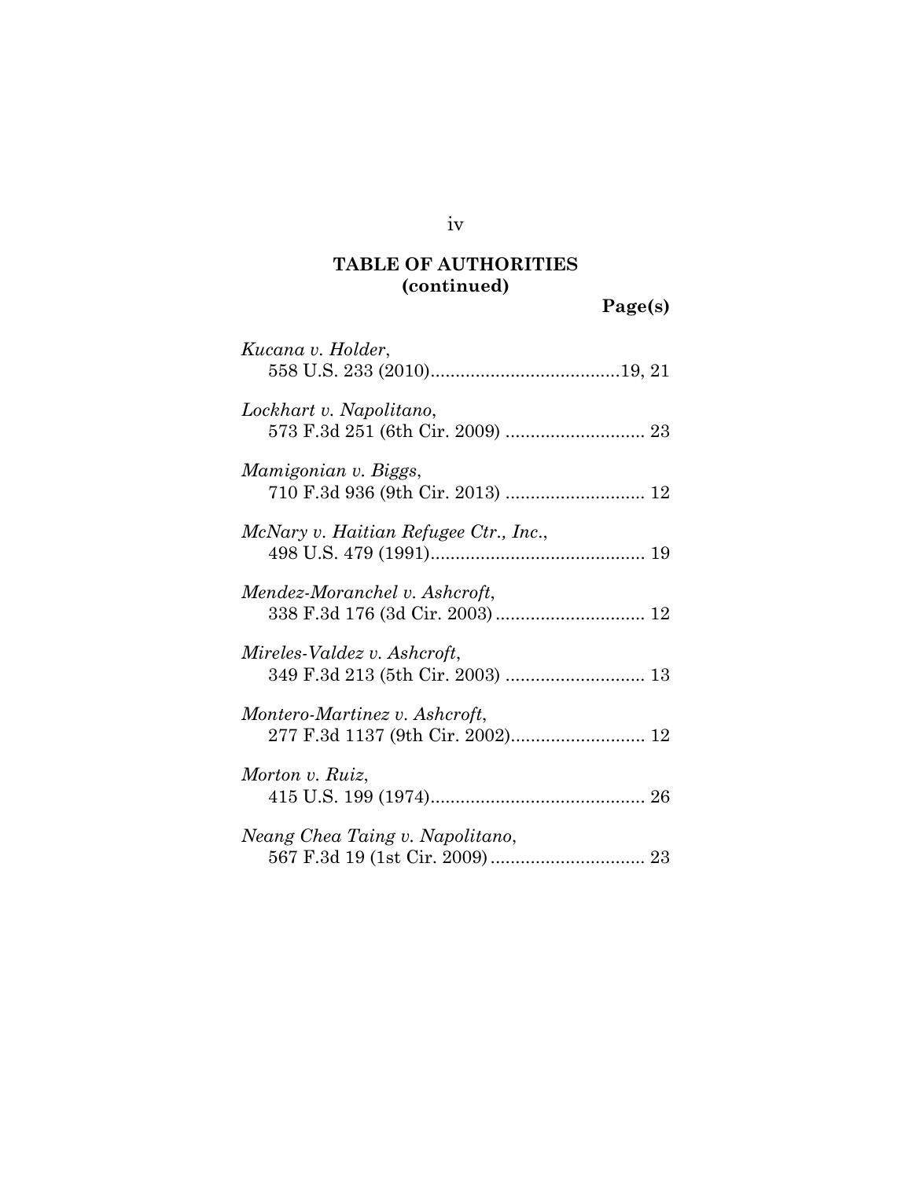**TABLE OF AUTHORITIES (continued)**

**Page(s)**

*Kucana v. Holder*,
558 U.S. 233 (2010)......................................19, 21

*Lockhart v. Napolitano*,
573 F.3d 251 (6th Cir. 2009) ............................ 23

*Mamigonian v. Biggs*,
710 F.3d 936 (9th Cir. 2013) ............................ 12

*McNary v. Haitian Refugee Ctr., Inc.*,
498 U.S. 479 (1991)........................................... 19

*Mendez-Moranchel v. Ashcroft*,
338 F.3d 176 (3d Cir. 2003).............................. 12

*Mireles-Valdez v. Ashcroft*,
349 F.3d 213 (5th Cir. 2003) ............................ 13

*Montero-Martinez v. Ashcroft*,
277 F.3d 1137 (9th Cir. 2002)........................... 12

*Morton v. Ruiz*,
415 U.S. 199 (1974)........................................... 26

*Neang Chea Taing v. Napolitano*,
567 F.3d 19 (1st Cir. 2009)............................... 23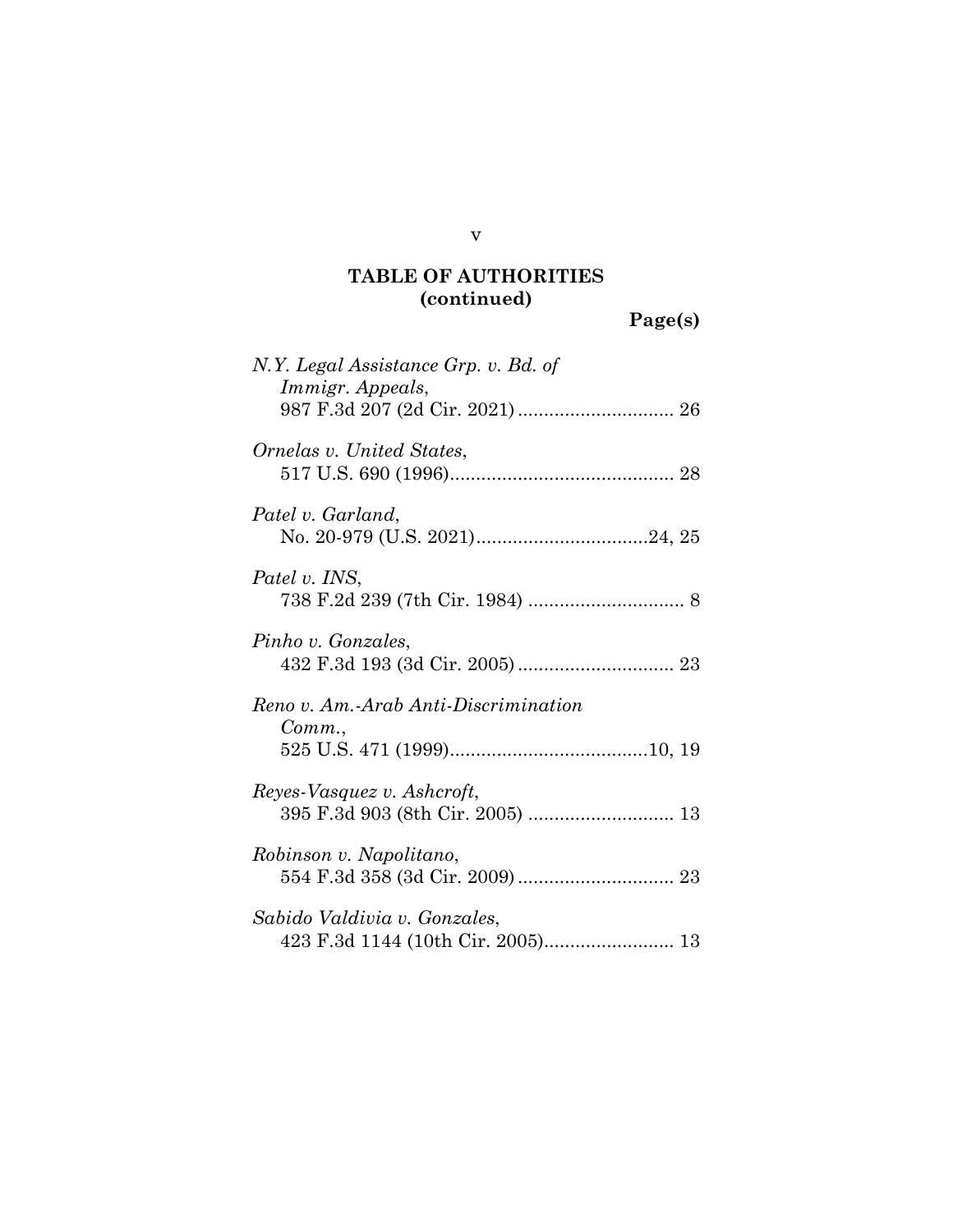**TABLE OF AUTHORITIES (continued)**

**Page(s)**

*N.Y. Legal Assistance Grp. v. Bd. of Immigr. Appeals*,
987 F.3d 207 (2d Cir. 2021) .............................. 26

*Ornelas v. United States*,
517 U.S. 690 (1996)........................................... 28

*Patel v. Garland*,
No. 20-979 (U.S. 2021).................................24, 25

*Patel v. INS*,
738 F.2d 239 (7th Cir. 1984) .............................. 8

*Pinho v. Gonzales*,
432 F.3d 193 (3d Cir. 2005) .............................. 23

*Reno v. Am.-Arab Anti-Discrimination Comm.*,
525 U.S. 471 (1999)......................................10, 19

*Reyes-Vasquez v. Ashcroft*,
395 F.3d 903 (8th Cir. 2005) ............................ 13

*Robinson v. Napolitano*,
554 F.3d 358 (3d Cir. 2009) .............................. 23

*Sabido Valdivia v. Gonzales*,
423 F.3d 1144 (10th Cir. 2005)......................... 13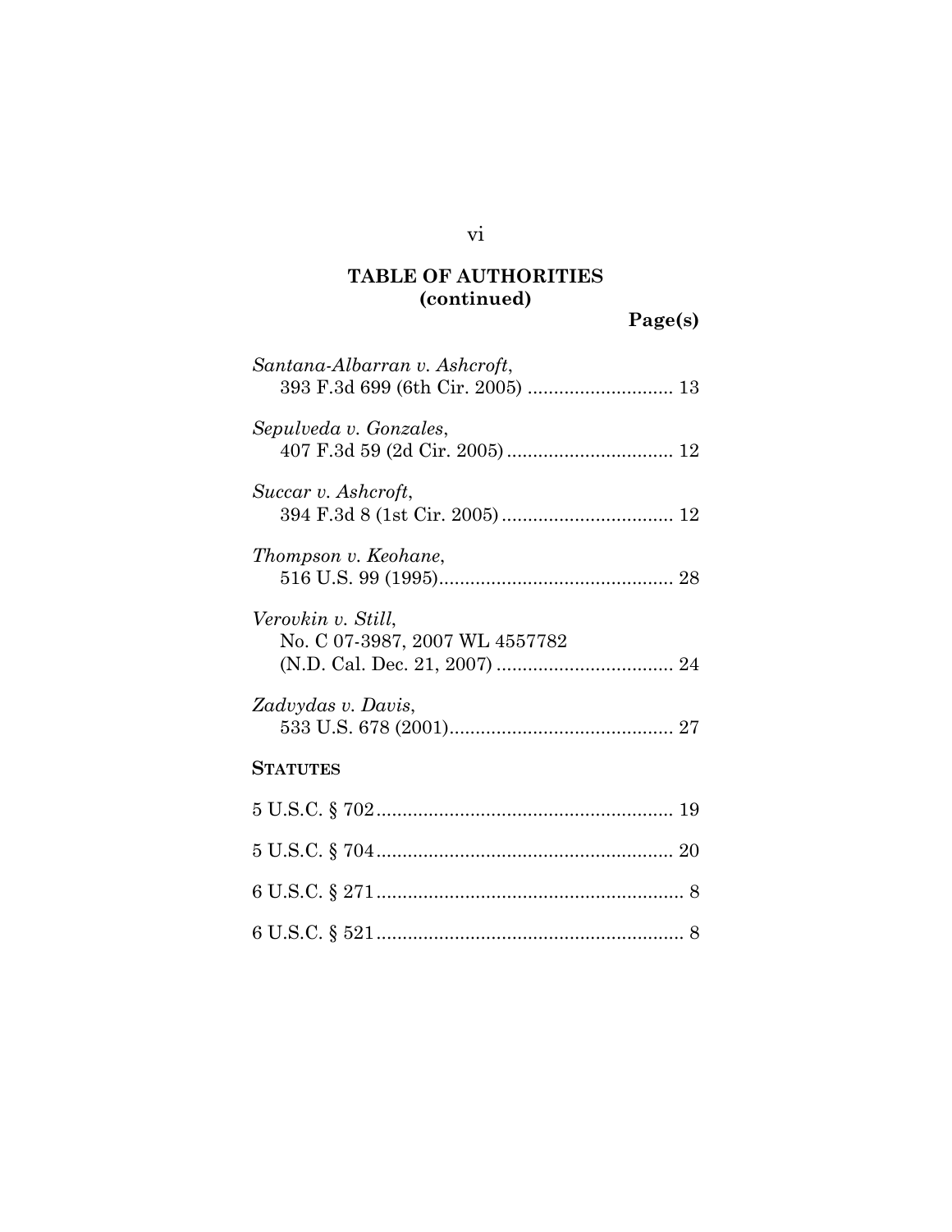## TABLE OF AUTHORITIES
## (continued)

**Page(s)**

*Santana-Albarran v. Ashcroft*,
393 F.3d 699 (6th Cir. 2005) ............................ 13

*Sepulveda v. Gonzales*,
407 F.3d 59 (2d Cir. 2005) ................................ 12

*Succar v. Ashcroft*,
394 F.3d 8 (1st Cir. 2005) ................................. 12

*Thompson v. Keohane*,
516 U.S. 99 (1995)............................................. 28

*Verovkin v. Still*,
No. C 07-3987, 2007 WL 4557782
(N.D. Cal. Dec. 21, 2007) .................................. 24

*Zadvydas v. Davis*,
533 U.S. 678 (2001)........................................... 27

**STATUTES**

5 U.S.C. § 702......................................................... 19

5 U.S.C. § 704......................................................... 20

6 U.S.C. § 271........................................................... 8

6 U.S.C. § 521........................................................... 8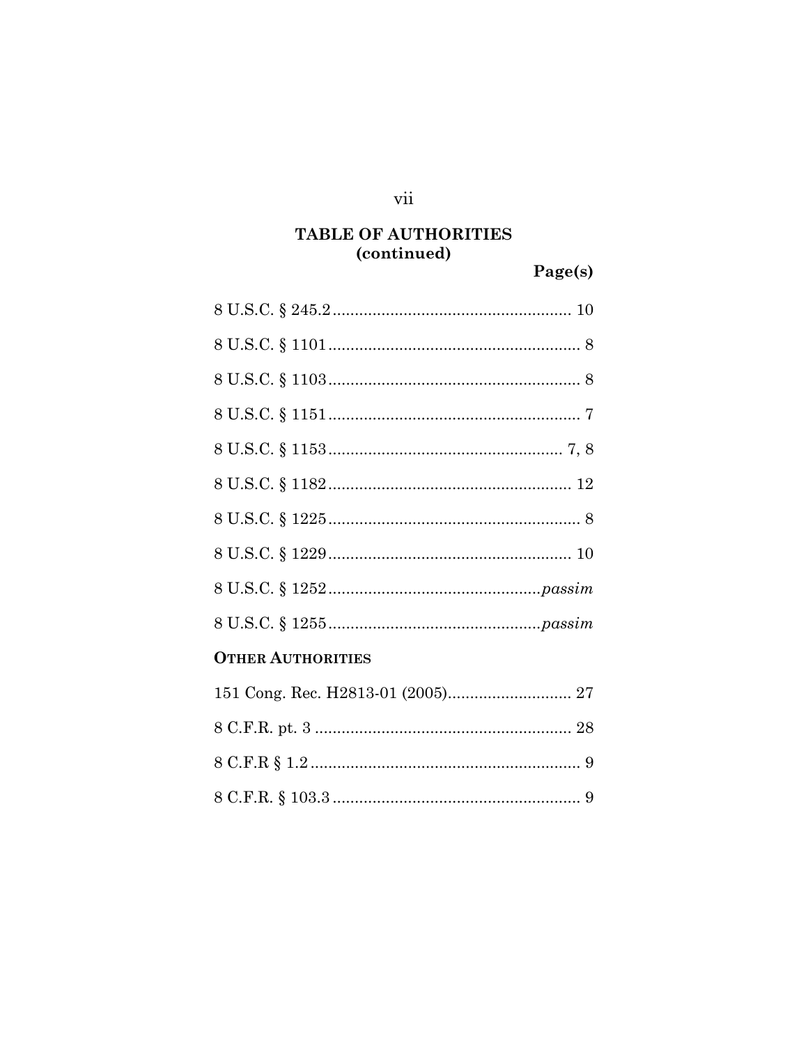## TABLE OF AUTHORITIES (continued)

| | Page(s) |
|---|---|
| 8 U.S.C. § 245.2 | 10 |
| 8 U.S.C. § 1101 | 8 |
| 8 U.S.C. § 1103 | 8 |
| 8 U.S.C. § 1151 | 7 |
| 8 U.S.C. § 1153 | 7, 8 |
| 8 U.S.C. § 1182 | 12 |
| 8 U.S.C. § 1225 | 8 |
| 8 U.S.C. § 1229 | 10 |
| 8 U.S.C. § 1252 | *passim* |
| 8 U.S.C. § 1255 | *passim* |

**OTHER AUTHORITIES**

| | |
|---|---|
| 151 Cong. Rec. H2813-01 (2005) | 27 |
| 8 C.F.R. pt. 3 | 28 |
| 8 C.F.R § 1.2 | 9 |
| 8 C.F.R. § 103.3 | 9 |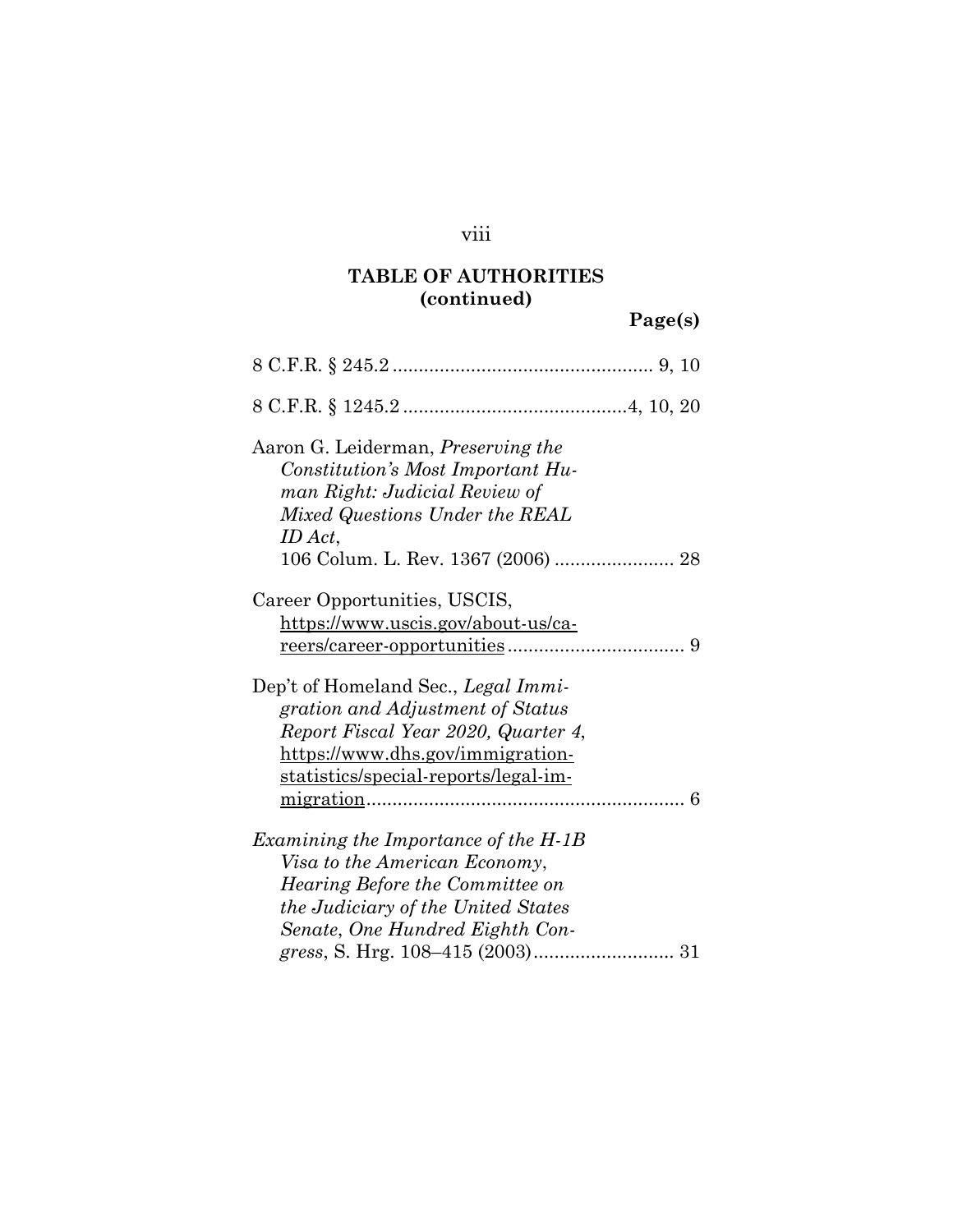**TABLE OF AUTHORITIES (continued)**

**Page(s)**

8 C.F.R. § 245.2 .................................................. 9, 10

8 C.F.R. § 1245.2 ...........................................4, 10, 20

Aaron G. Leiderman, *Preserving the Constitution's Most Important Human Right: Judicial Review of Mixed Questions Under the REAL ID Act*, 106 Colum. L. Rev. 1367 (2006) ....................... 28

Career Opportunities, USCIS, https://www.uscis.gov/about-us/careers/career-opportunities .................................. 9

Dep't of Homeland Sec., *Legal Immigration and Adjustment of Status Report Fiscal Year 2020, Quarter 4*, https://www.dhs.gov/immigration-statistics/special-reports/legal-immigration............................................................. 6

*Examining the Importance of the H-1B Visa to the American Economy*, *Hearing Before the Committee on the Judiciary of the United States Senate, One Hundred Eighth Congress*, S. Hrg. 108–415 (2003)........................... 31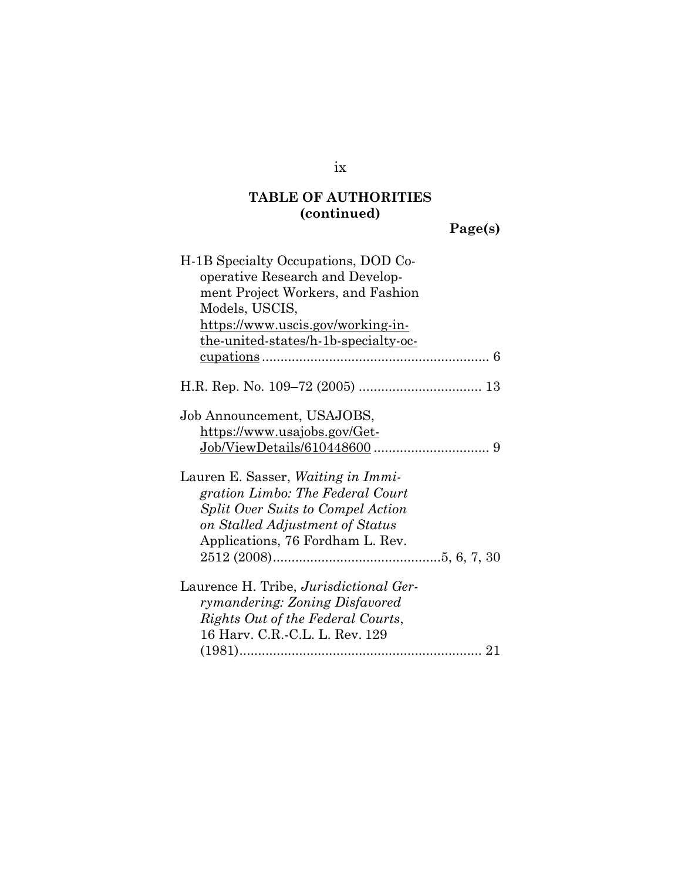**TABLE OF AUTHORITIES (continued)**

**Page(s)**

H-1B Specialty Occupations, DOD Cooperative Research and Development Project Workers, and Fashion Models, USCIS, https://www.uscis.gov/working-in-the-united-states/h-1b-specialty-occupations ............................................................ 6

H.R. Rep. No. 109–72 (2005) ................................ 13

Job Announcement, USAJOBS, https://www.usajobs.gov/GetJob/ViewDetails/610448600 .............................. 9

Lauren E. Sasser, *Waiting in Immigration Limbo: The Federal Court Split Over Suits to Compel Action on Stalled Adjustment of Status* Applications, 76 Fordham L. Rev. 2512 (2008)............................................5, 6, 7, 30

Laurence H. Tribe, *Jurisdictional Gerrymandering: Zoning Disfavored Rights Out of the Federal Courts*, 16 Harv. C.R.-C.L. L. Rev. 129 (1981)................................................................ 21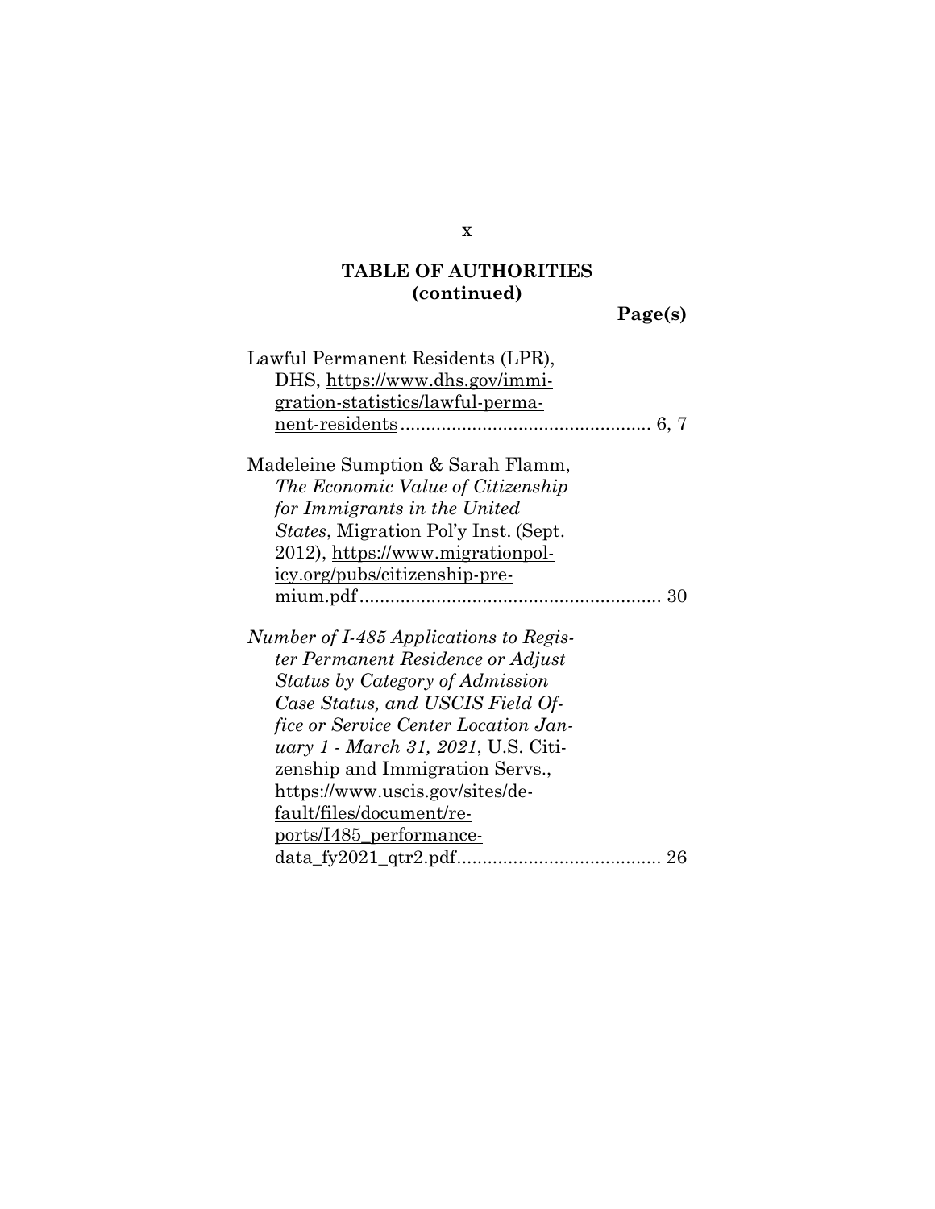**TABLE OF AUTHORITIES**
**(continued)**

**Page(s)**

Lawful Permanent Residents (LPR), DHS, https://www.dhs.gov/immigration-statistics/lawful-permanent-residents ................................................ 6, 7

Madeleine Sumption & Sarah Flamm, *The Economic Value of Citizenship for Immigrants in the United States*, Migration Pol'y Inst. (Sept. 2012), https://www.migrationpolicy.org/pubs/citizenship-premium.pdf .......................................................... 30

*Number of I-485 Applications to Register Permanent Residence or Adjust Status by Category of Admission Case Status, and USCIS Field Office or Service Center Location January 1 - March 31, 2021*, U.S. Citizenship and Immigration Servs., https://www.uscis.gov/sites/default/files/document/reports/I485_performancedata_fy2021_qtr2.pdf ........................................ 26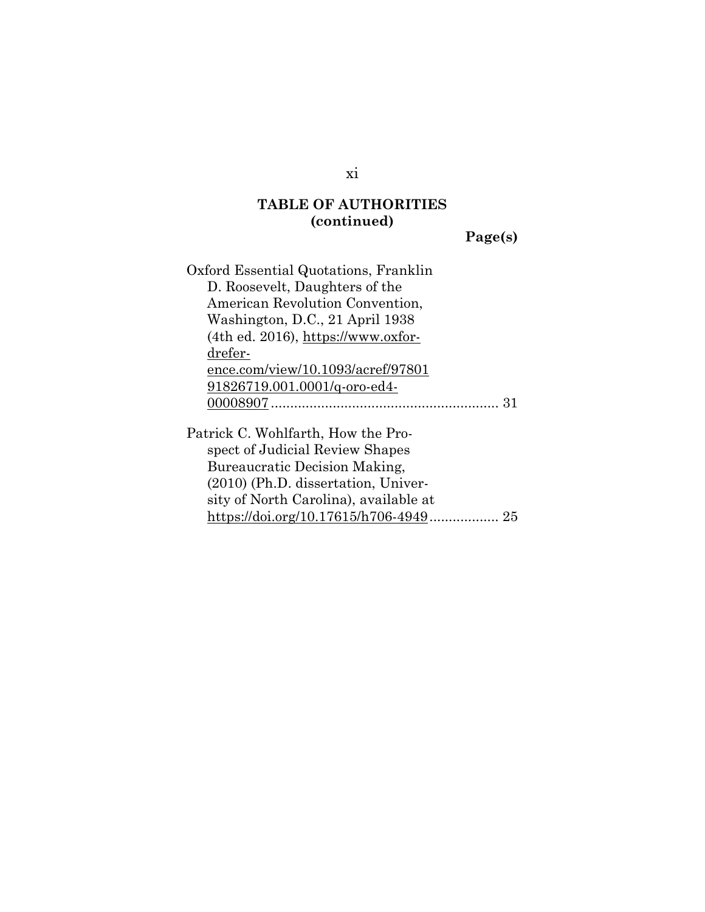**TABLE OF AUTHORITIES (continued)**

**Page(s)**

Oxford Essential Quotations, Franklin D. Roosevelt, Daughters of the American Revolution Convention, Washington, D.C., 21 April 1938 (4th ed. 2016), https://www.oxfordreference.com/view/10.1093/acref/9780191826719.001.0001/q-oro-ed4-00008907 .......................................................... 31

Patrick C. Wohlfarth, How the Prospect of Judicial Review Shapes Bureaucratic Decision Making, (2010) (Ph.D. dissertation, University of North Carolina), available at https://doi.org/10.17615/h706-4949 .................. 25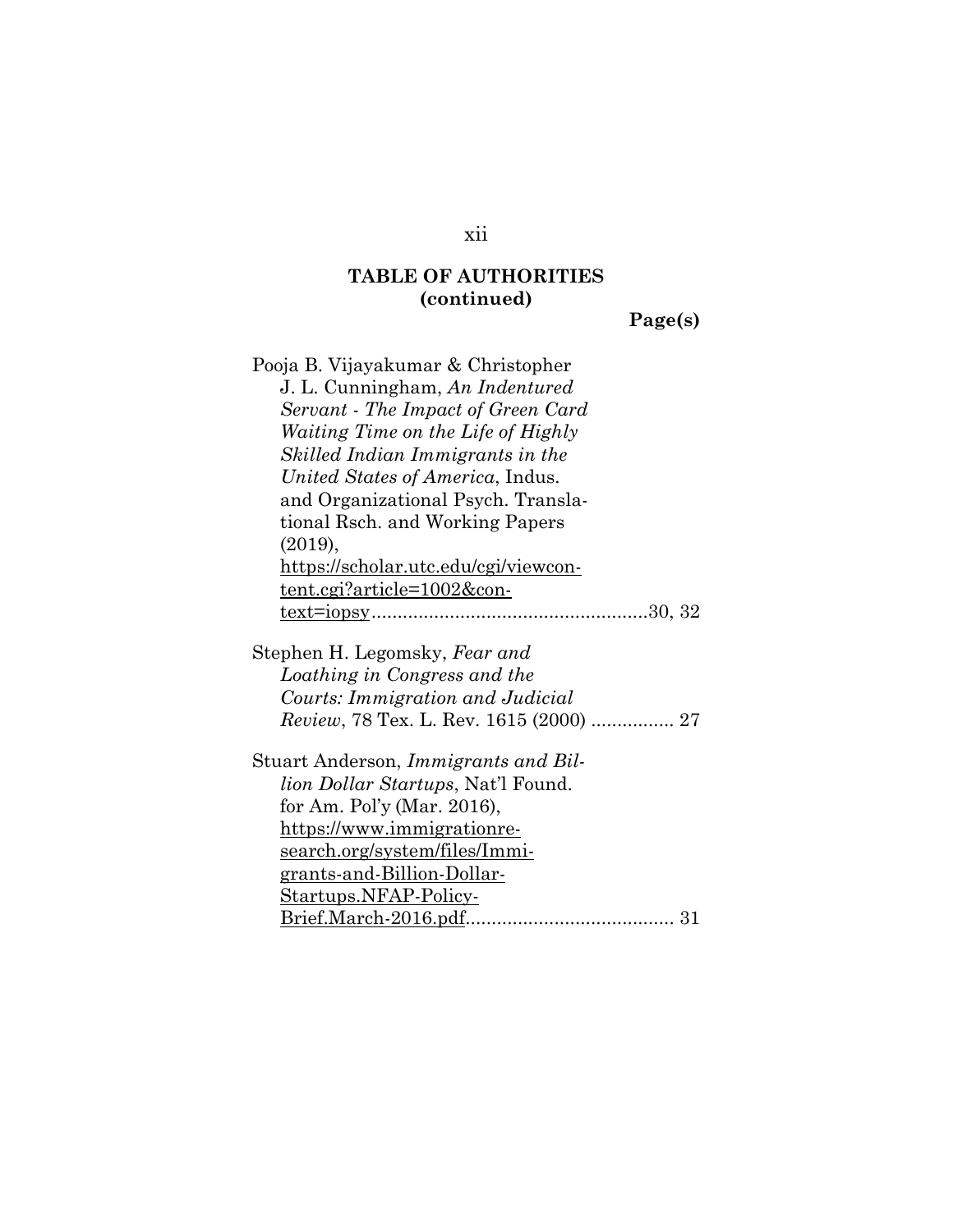**TABLE OF AUTHORITIES (continued)**

**Page(s)**

Pooja B. Vijayakumar & Christopher J. L. Cunningham, *An Indentured Servant - The Impact of Green Card Waiting Time on the Life of Highly Skilled Indian Immigrants in the United States of America*, Indus. and Organizational Psych. Translational Rsch. and Working Papers (2019), https://scholar.utc.edu/cgi/viewcontent.cgi?article=1002&context=iopsy....................................................30, 32

Stephen H. Legomsky, *Fear and Loathing in Congress and the Courts: Immigration and Judicial Review*, 78 Tex. L. Rev. 1615 (2000) ................ 27

Stuart Anderson, *Immigrants and Billion Dollar Startups*, Nat'l Found. for Am. Pol'y (Mar. 2016), https://www.immigrationresearch.org/system/files/Immigrants-and-Billion-Dollar-Startups.NFAP-Policy-Brief.March-2016.pdf........................................ 31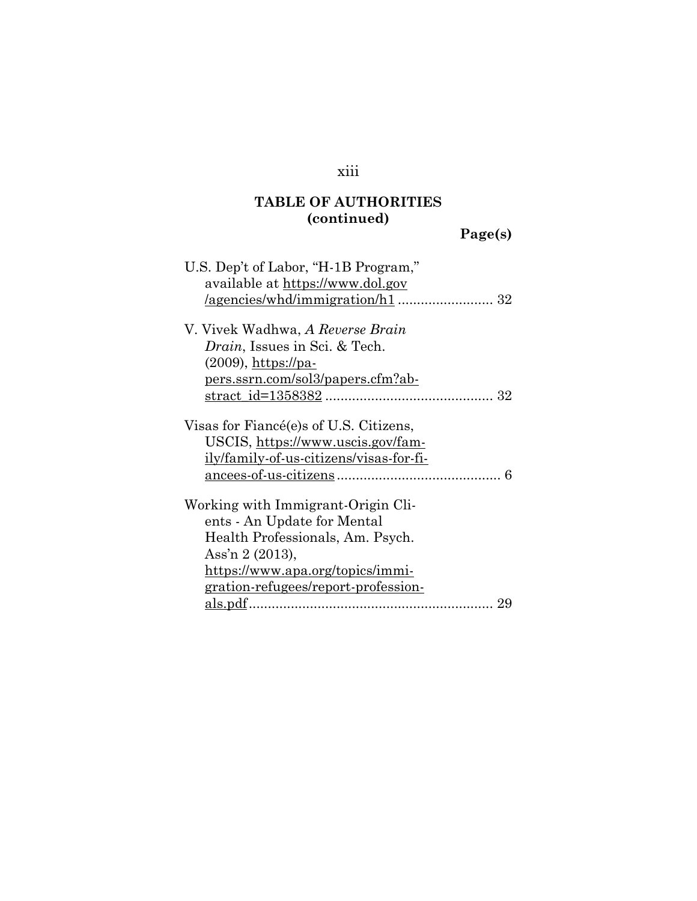## TABLE OF AUTHORITIES (continued)

**Page(s)**

U.S. Dep't of Labor, "H-1B Program," available at https://www.dol.gov/agencies/whd/immigration/h1 ......................... 32

V. Vivek Wadhwa, *A Reverse Brain Drain*, Issues in Sci. & Tech. (2009), https://papers.ssrn.com/sol3/papers.cfm?abstract_id=1358382 ............................................ 32

Visas for Fiancé(e)s of U.S. Citizens, USCIS, https://www.uscis.gov/family/family-of-us-citizens/visas-for-fiancees-of-us-citizens ........................................... 6

Working with Immigrant-Origin Clients - An Update for Mental Health Professionals, Am. Psych. Ass'n 2 (2013), https://www.apa.org/topics/immigration-refugees/report-professionals.pdf ................................................................ 29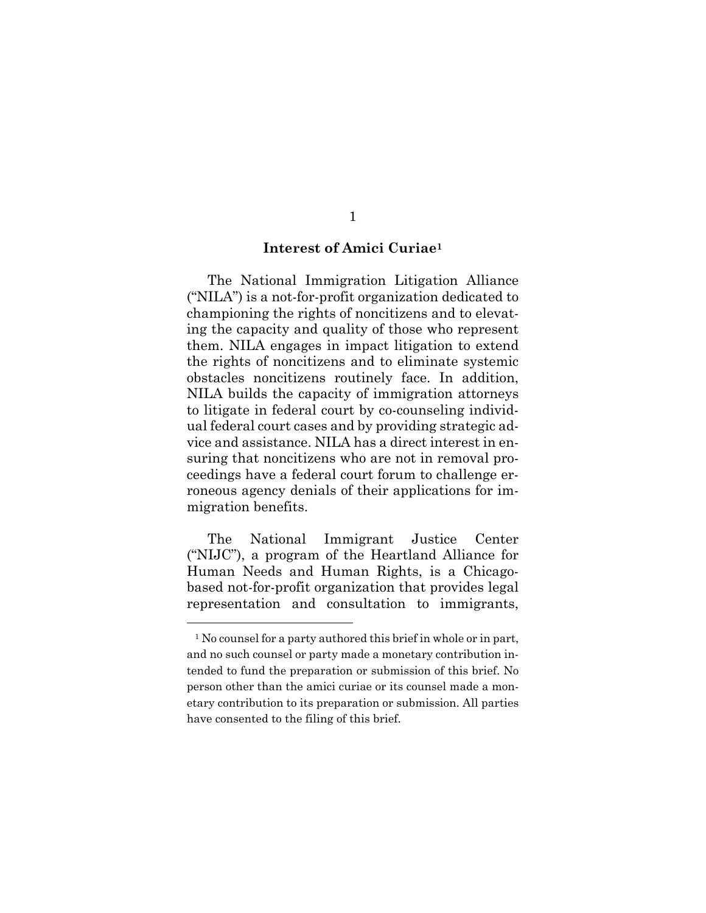## Interest of Amici Curiae[1]

The National Immigration Litigation Alliance ("NILA") is a not-for-profit organization dedicated to championing the rights of noncitizens and to elevating the capacity and quality of those who represent them. NILA engages in impact litigation to extend the rights of noncitizens and to eliminate systemic obstacles noncitizens routinely face. In addition, NILA builds the capacity of immigration attorneys to litigate in federal court by co-counseling individual federal court cases and by providing strategic advice and assistance. NILA has a direct interest in ensuring that noncitizens who are not in removal proceedings have a federal court forum to challenge erroneous agency denials of their applications for immigration benefits.

The National Immigrant Justice Center ("NIJC"), a program of the Heartland Alliance for Human Needs and Human Rights, is a Chicago-based not-for-profit organization that provides legal representation and consultation to immigrants,

[1] No counsel for a party authored this brief in whole or in part, and no such counsel or party made a monetary contribution intended to fund the preparation or submission of this brief. No person other than the amici curiae or its counsel made a monetary contribution to its preparation or submission. All parties have consented to the filing of this brief.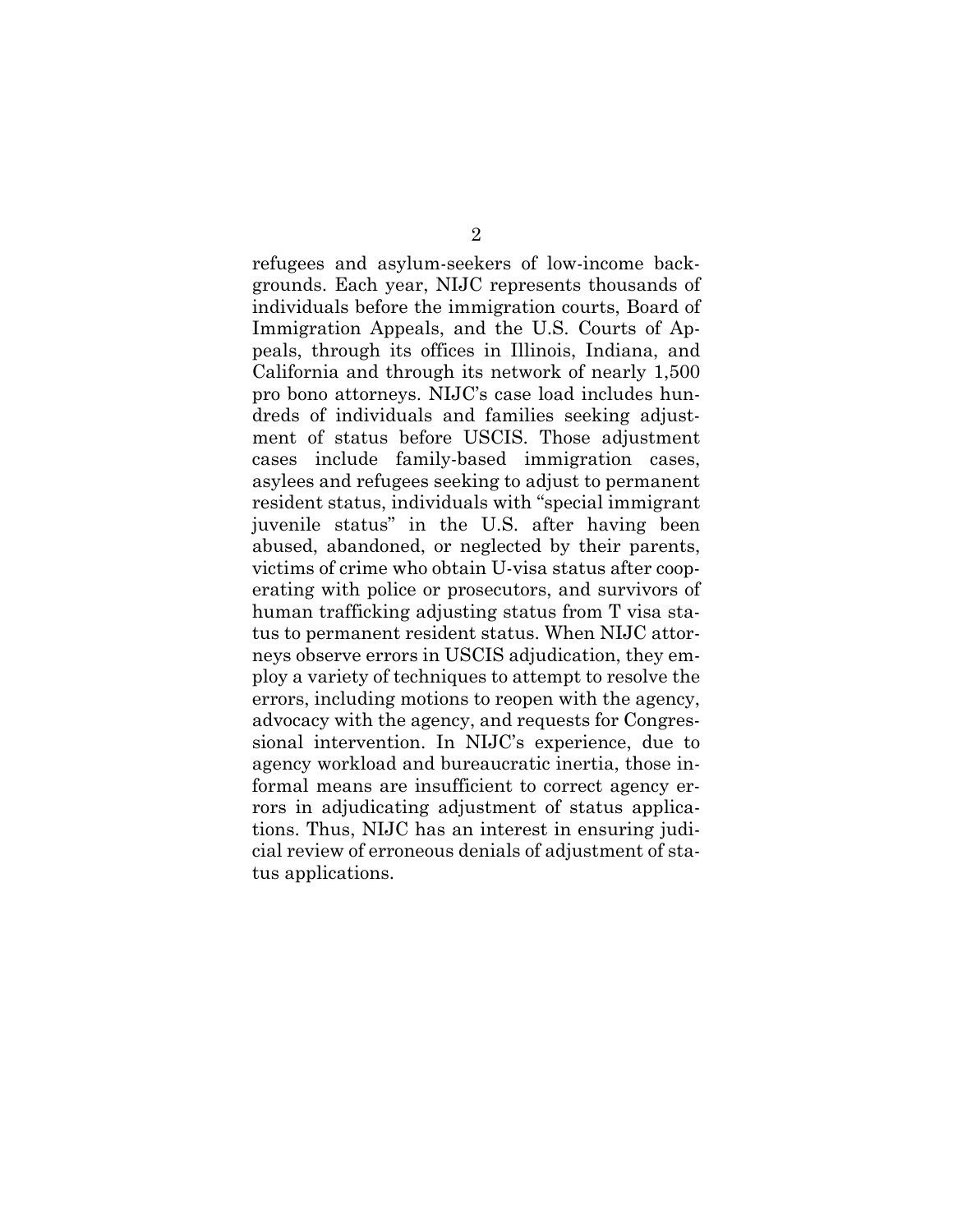refugees and asylum-seekers of low-income backgrounds. Each year, NIJC represents thousands of individuals before the immigration courts, Board of Immigration Appeals, and the U.S. Courts of Appeals, through its offices in Illinois, Indiana, and California and through its network of nearly 1,500 pro bono attorneys. NIJC's case load includes hundreds of individuals and families seeking adjustment of status before USCIS. Those adjustment cases include family-based immigration cases, asylees and refugees seeking to adjust to permanent resident status, individuals with "special immigrant juvenile status" in the U.S. after having been abused, abandoned, or neglected by their parents, victims of crime who obtain U-visa status after cooperating with police or prosecutors, and survivors of human trafficking adjusting status from T visa status to permanent resident status. When NIJC attorneys observe errors in USCIS adjudication, they employ a variety of techniques to attempt to resolve the errors, including motions to reopen with the agency, advocacy with the agency, and requests for Congressional intervention. In NIJC's experience, due to agency workload and bureaucratic inertia, those informal means are insufficient to correct agency errors in adjudicating adjustment of status applications. Thus, NIJC has an interest in ensuring judicial review of erroneous denials of adjustment of status applications.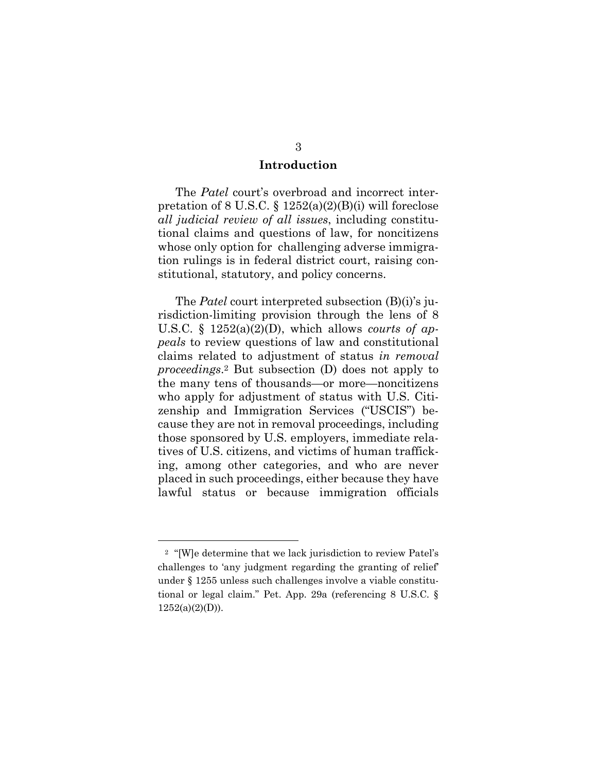## Introduction

The *Patel* court's overbroad and incorrect interpretation of 8 U.S.C. § 1252(a)(2)(B)(i) will foreclose *all judicial review of all issues*, including constitutional claims and questions of law, for noncitizens whose only option for challenging adverse immigration rulings is in federal district court, raising constitutional, statutory, and policy concerns.

The *Patel* court interpreted subsection (B)(i)'s jurisdiction-limiting provision through the lens of 8 U.S.C. § 1252(a)(2)(D), which allows *courts of appeals* to review questions of law and constitutional claims related to adjustment of status *in removal proceedings*.[2] But subsection (D) does not apply to the many tens of thousands—or more—noncitizens who apply for adjustment of status with U.S. Citizenship and Immigration Services ("USCIS") because they are not in removal proceedings, including those sponsored by U.S. employers, immediate relatives of U.S. citizens, and victims of human trafficking, among other categories, and who are never placed in such proceedings, either because they have lawful status or because immigration officials

---

[2] "[W]e determine that we lack jurisdiction to review Patel's challenges to 'any judgment regarding the granting of relief' under § 1255 unless such challenges involve a viable constitutional or legal claim." Pet. App. 29a (referencing 8 U.S.C. § 1252(a)(2)(D)).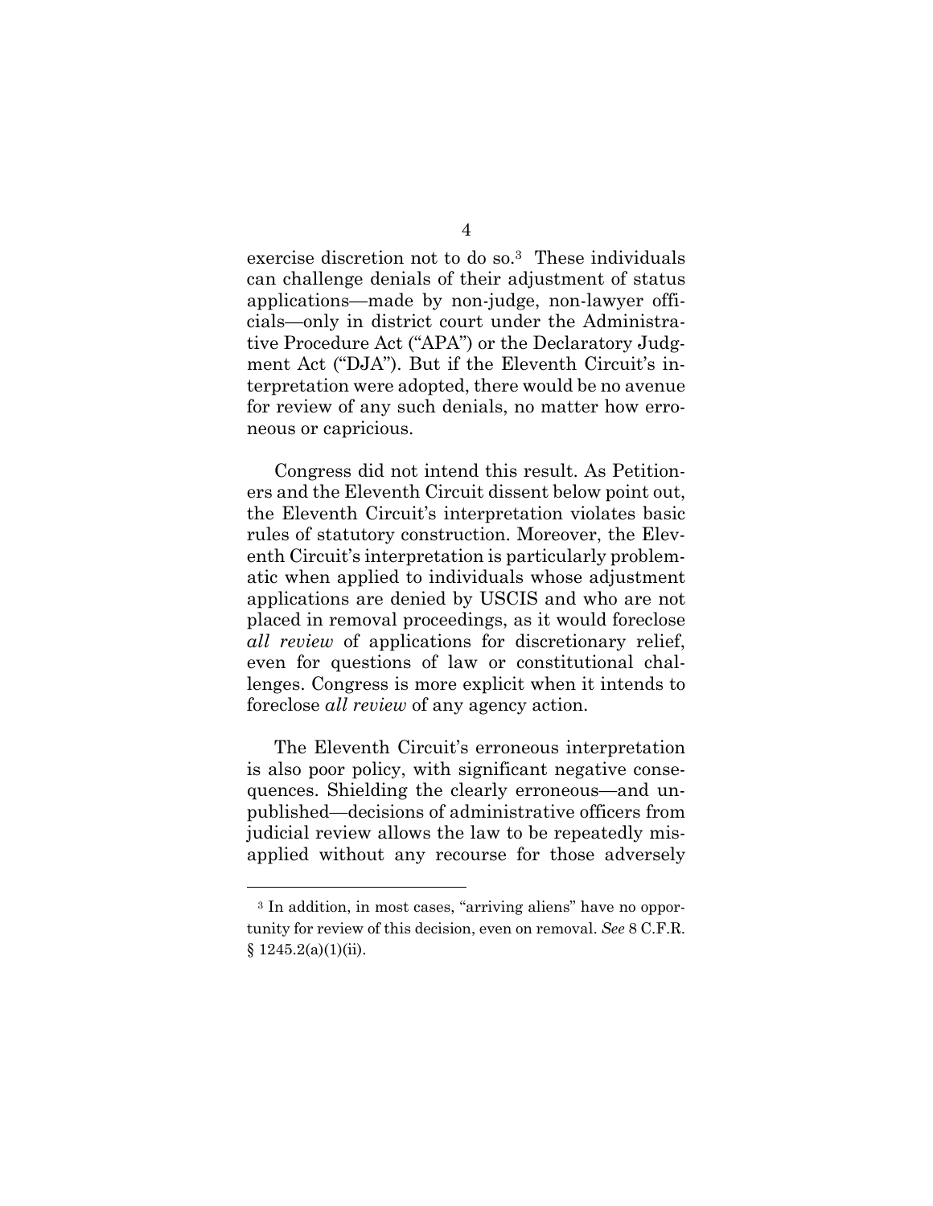exercise discretion not to do so.[3] These individuals can challenge denials of their adjustment of status applications—made by non-judge, non-lawyer officials—only in district court under the Administrative Procedure Act ("APA") or the Declaratory Judgment Act ("DJA"). But if the Eleventh Circuit's interpretation were adopted, there would be no avenue for review of any such denials, no matter how erroneous or capricious.

Congress did not intend this result. As Petitioners and the Eleventh Circuit dissent below point out, the Eleventh Circuit's interpretation violates basic rules of statutory construction. Moreover, the Eleventh Circuit's interpretation is particularly problematic when applied to individuals whose adjustment applications are denied by USCIS and who are not placed in removal proceedings, as it would foreclose *all review* of applications for discretionary relief, even for questions of law or constitutional challenges. Congress is more explicit when it intends to foreclose *all review* of any agency action.

The Eleventh Circuit's erroneous interpretation is also poor policy, with significant negative consequences. Shielding the clearly erroneous—and unpublished—decisions of administrative officers from judicial review allows the law to be repeatedly misapplied without any recourse for those adversely

[3] In addition, in most cases, "arriving aliens" have no opportunity for review of this decision, even on removal. *See* 8 C.F.R. § 1245.2(a)(1)(ii).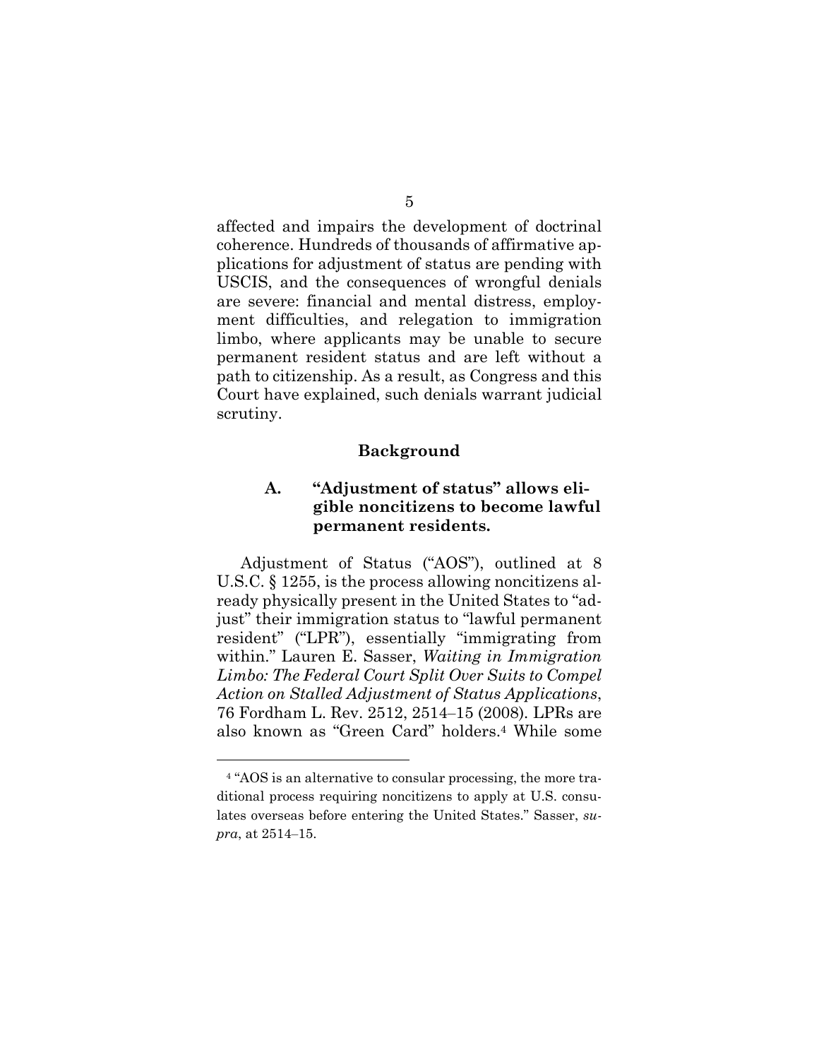affected and impairs the development of doctrinal coherence. Hundreds of thousands of affirmative applications for adjustment of status are pending with USCIS, and the consequences of wrongful denials are severe: financial and mental distress, employment difficulties, and relegation to immigration limbo, where applicants may be unable to secure permanent resident status and are left without a path to citizenship. As a result, as Congress and this Court have explained, such denials warrant judicial scrutiny.

## Background

### A. "Adjustment of status" allows eligible noncitizens to become lawful permanent residents.

Adjustment of Status ("AOS"), outlined at 8 U.S.C. § 1255, is the process allowing noncitizens already physically present in the United States to "adjust" their immigration status to "lawful permanent resident" ("LPR"), essentially "immigrating from within." Lauren E. Sasser, *Waiting in Immigration Limbo: The Federal Court Split Over Suits to Compel Action on Stalled Adjustment of Status Applications*, 76 Fordham L. Rev. 2512, 2514–15 (2008). LPRs are also known as "Green Card" holders.[4] While some

---

[4] "AOS is an alternative to consular processing, the more traditional process requiring noncitizens to apply at U.S. consulates overseas before entering the United States." Sasser, *supra*, at 2514–15.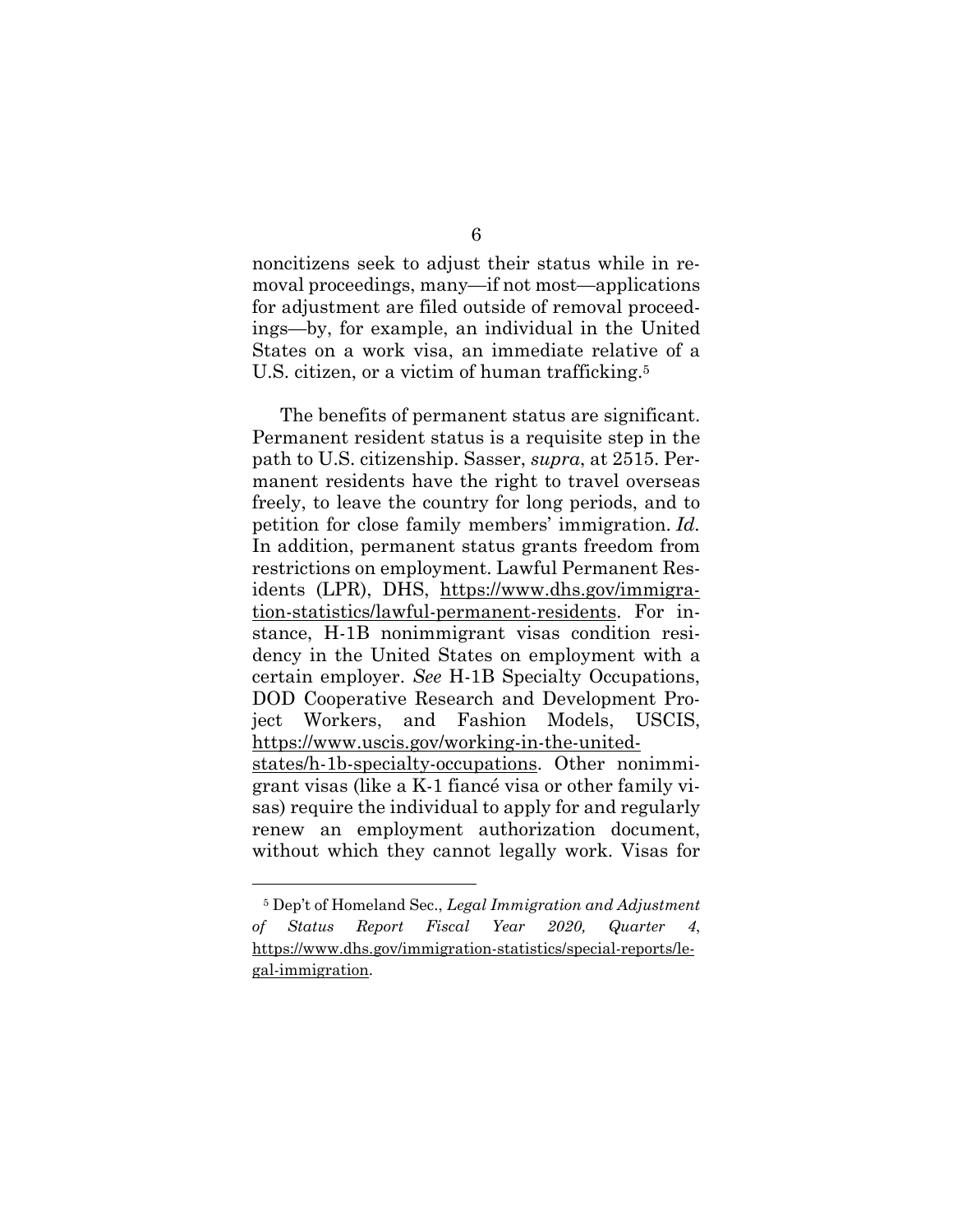noncitizens seek to adjust their status while in removal proceedings, many—if not most—applications for adjustment are filed outside of removal proceedings—by, for example, an individual in the United States on a work visa, an immediate relative of a U.S. citizen, or a victim of human trafficking.[5]

The benefits of permanent status are significant. Permanent resident status is a requisite step in the path to U.S. citizenship. Sasser, *supra*, at 2515. Permanent residents have the right to travel overseas freely, to leave the country for long periods, and to petition for close family members' immigration. *Id.* In addition, permanent status grants freedom from restrictions on employment. Lawful Permanent Residents (LPR), DHS, https://www.dhs.gov/immigration-statistics/lawful-permanent-residents. For instance, H-1B nonimmigrant visas condition residency in the United States on employment with a certain employer. *See* H-1B Specialty Occupations, DOD Cooperative Research and Development Project Workers, and Fashion Models, USCIS, https://www.uscis.gov/working-in-the-united-states/h-1b-specialty-occupations. Other nonimmigrant visas (like a K-1 fiancé visa or other family visas) require the individual to apply for and regularly renew an employment authorization document, without which they cannot legally work. Visas for

[5] Dep't of Homeland Sec., *Legal Immigration and Adjustment of Status Report Fiscal Year 2020, Quarter 4*, https://www.dhs.gov/immigration-statistics/special-reports/legal-immigration.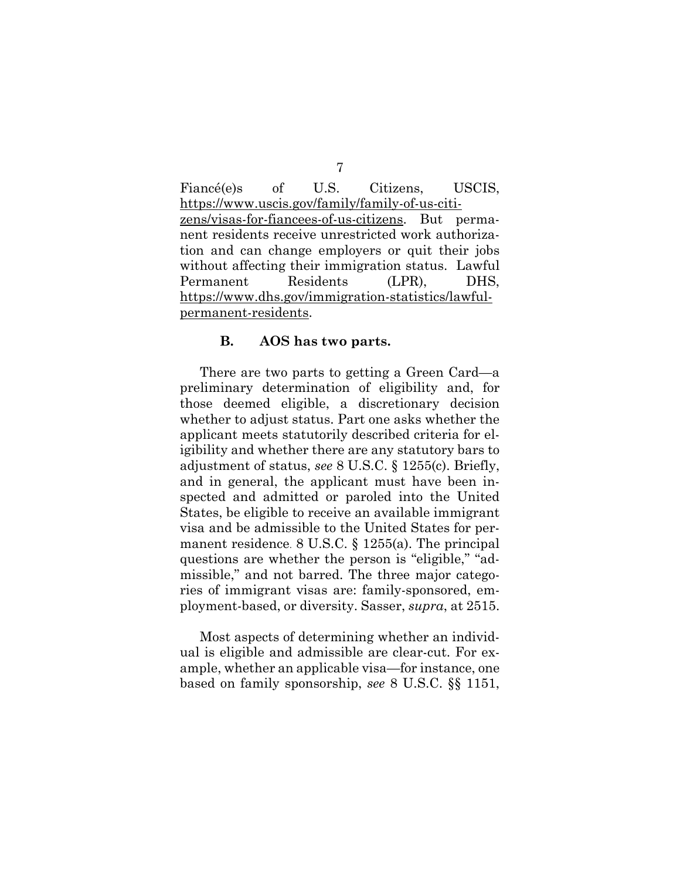Fiancé(e)s of U.S. Citizens, USCIS, https://www.uscis.gov/family/family-of-us-citizens/visas-for-fiancees-of-us-citizens. But permanent residents receive unrestricted work authorization and can change employers or quit their jobs without affecting their immigration status. Lawful Permanent Residents (LPR), DHS, https://www.dhs.gov/immigration-statistics/lawful-permanent-residents.

### B. AOS has two parts.

There are two parts to getting a Green Card—a preliminary determination of eligibility and, for those deemed eligible, a discretionary decision whether to adjust status. Part one asks whether the applicant meets statutorily described criteria for eligibility and whether there are any statutory bars to adjustment of status, *see* 8 U.S.C. § 1255(c). Briefly, and in general, the applicant must have been inspected and admitted or paroled into the United States, be eligible to receive an available immigrant visa and be admissible to the United States for permanent residence. 8 U.S.C. § 1255(a). The principal questions are whether the person is "eligible," "admissible," and not barred. The three major categories of immigrant visas are: family-sponsored, employment-based, or diversity. Sasser, *supra*, at 2515.

Most aspects of determining whether an individual is eligible and admissible are clear-cut. For example, whether an applicable visa—for instance, one based on family sponsorship, *see* 8 U.S.C. §§ 1151,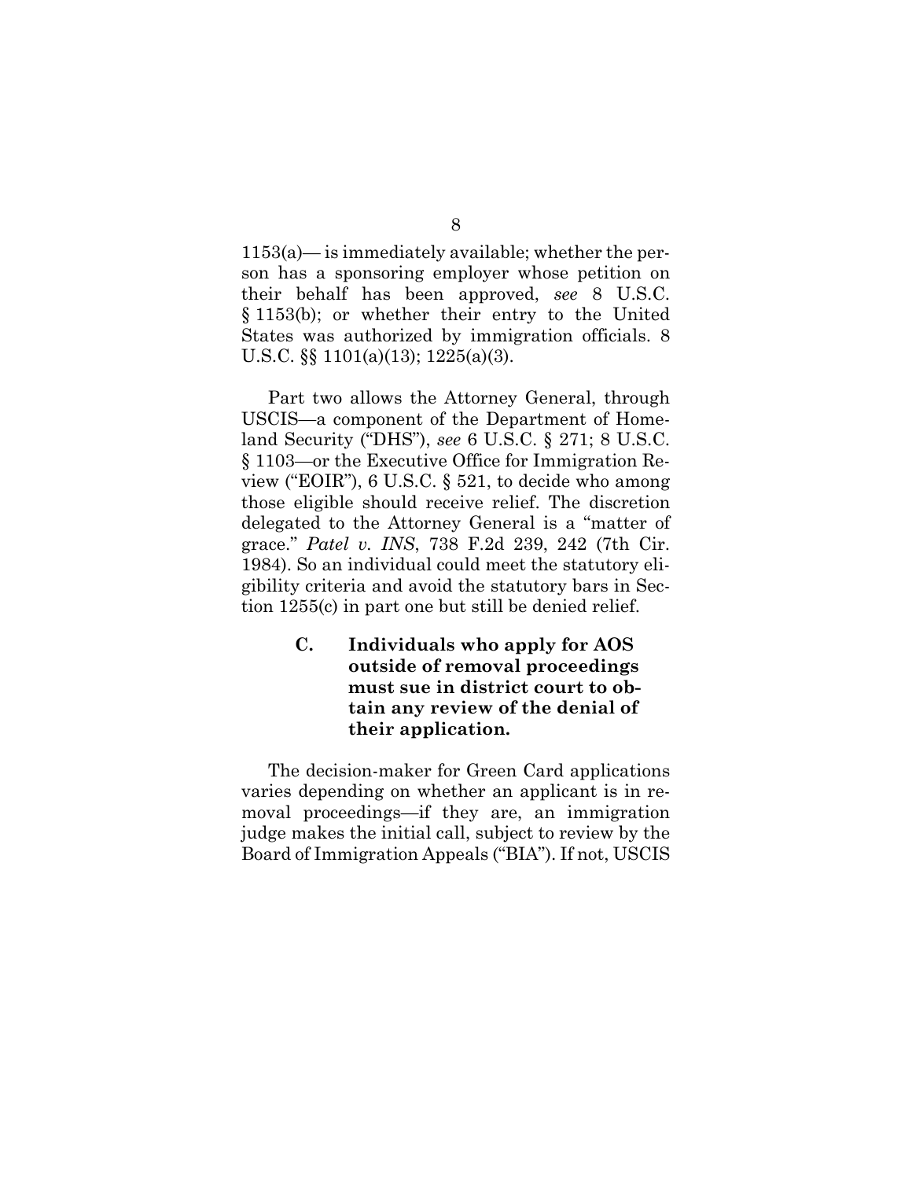1153(a)— is immediately available; whether the person has a sponsoring employer whose petition on their behalf has been approved, *see* 8 U.S.C. § 1153(b); or whether their entry to the United States was authorized by immigration officials. 8 U.S.C. §§ 1101(a)(13); 1225(a)(3).

Part two allows the Attorney General, through USCIS—a component of the Department of Homeland Security ("DHS"), *see* 6 U.S.C. § 271; 8 U.S.C. § 1103—or the Executive Office for Immigration Review ("EOIR"), 6 U.S.C. § 521, to decide who among those eligible should receive relief. The discretion delegated to the Attorney General is a "matter of grace." *Patel v. INS*, 738 F.2d 239, 242 (7th Cir. 1984). So an individual could meet the statutory eligibility criteria and avoid the statutory bars in Section 1255(c) in part one but still be denied relief.

### C. Individuals who apply for AOS outside of removal proceedings must sue in district court to obtain any review of the denial of their application.

The decision-maker for Green Card applications varies depending on whether an applicant is in removal proceedings—if they are, an immigration judge makes the initial call, subject to review by the Board of Immigration Appeals ("BIA"). If not, USCIS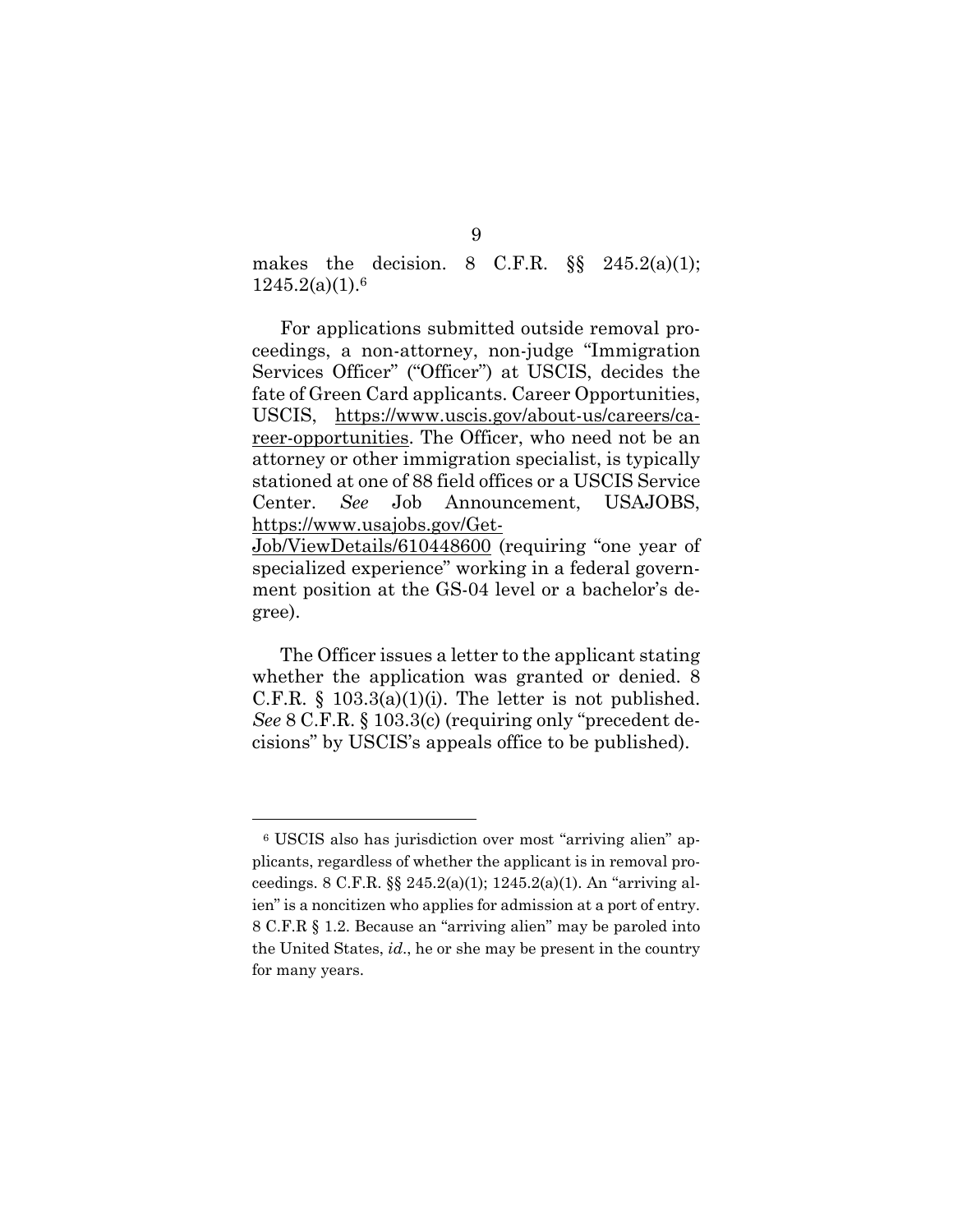makes the decision. 8 C.F.R. §§ 245.2(a)(1); 1245.2(a)(1).[6]

For applications submitted outside removal proceedings, a non-attorney, non-judge "Immigration Services Officer" ("Officer") at USCIS, decides the fate of Green Card applicants. Career Opportunities, USCIS, https://www.uscis.gov/about-us/careers/career-opportunities. The Officer, who need not be an attorney or other immigration specialist, is typically stationed at one of 88 field offices or a USCIS Service Center. *See* Job Announcement, USAJOBS, https://www.usajobs.gov/GetJob/ViewDetails/610448600 (requiring "one year of specialized experience" working in a federal government position at the GS-04 level or a bachelor's degree).

The Officer issues a letter to the applicant stating whether the application was granted or denied. 8 C.F.R. § 103.3(a)(1)(i). The letter is not published. *See* 8 C.F.R. § 103.3(c) (requiring only "precedent decisions" by USCIS's appeals office to be published).

---

[6] USCIS also has jurisdiction over most "arriving alien" applicants, regardless of whether the applicant is in removal proceedings. 8 C.F.R. §§ 245.2(a)(1); 1245.2(a)(1). An "arriving alien" is a noncitizen who applies for admission at a port of entry. 8 C.F.R § 1.2. Because an "arriving alien" may be paroled into the United States, *id*., he or she may be present in the country for many years.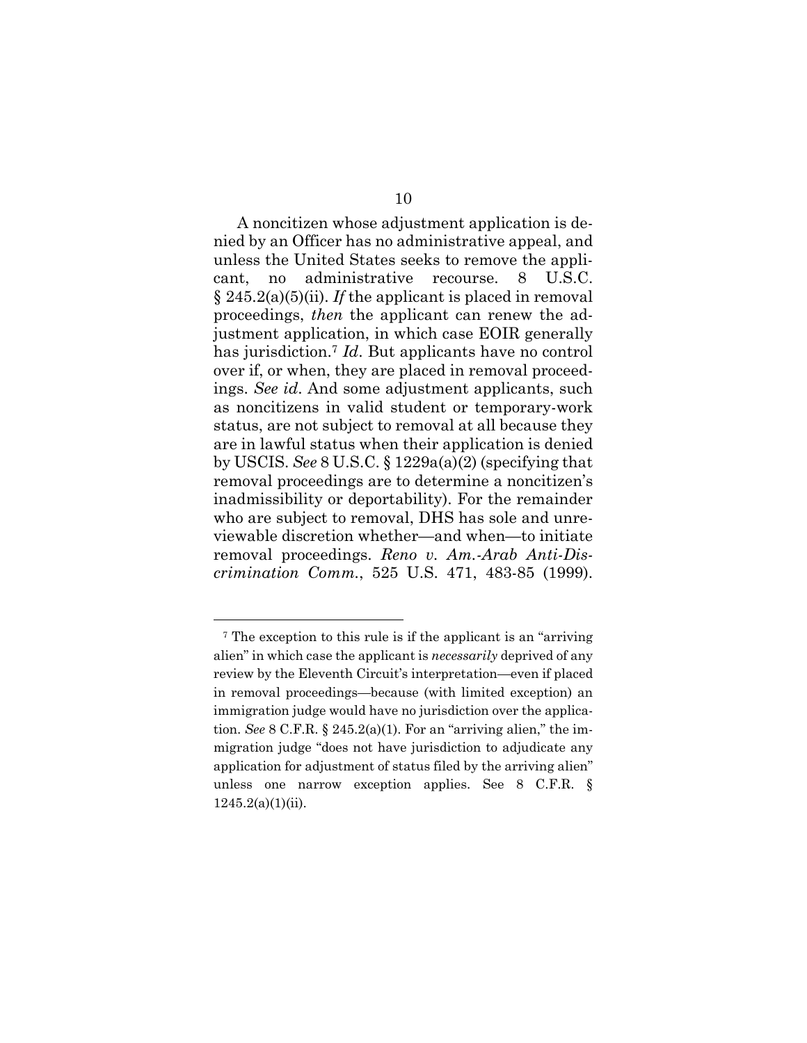A noncitizen whose adjustment application is denied by an Officer has no administrative appeal, and unless the United States seeks to remove the applicant, no administrative recourse. 8 U.S.C. § 245.2(a)(5)(ii). *If* the applicant is placed in removal proceedings, *then* the applicant can renew the adjustment application, in which case EOIR generally has jurisdiction.[7] *Id*. But applicants have no control over if, or when, they are placed in removal proceedings. *See id*. And some adjustment applicants, such as noncitizens in valid student or temporary-work status, are not subject to removal at all because they are in lawful status when their application is denied by USCIS. *See* 8 U.S.C. § 1229a(a)(2) (specifying that removal proceedings are to determine a noncitizen's inadmissibility or deportability). For the remainder who are subject to removal, DHS has sole and unreviewable discretion whether—and when—to initiate removal proceedings. *Reno v. Am.-Arab Anti-Discrimination Comm.*, 525 U.S. 471, 483-85 (1999).

---

[7] The exception to this rule is if the applicant is an "arriving alien" in which case the applicant is *necessarily* deprived of any review by the Eleventh Circuit's interpretation—even if placed in removal proceedings—because (with limited exception) an immigration judge would have no jurisdiction over the application. *See* 8 C.F.R. § 245.2(a)(1). For an "arriving alien," the immigration judge "does not have jurisdiction to adjudicate any application for adjustment of status filed by the arriving alien" unless one narrow exception applies. See 8 C.F.R. § 1245.2(a)(1)(ii).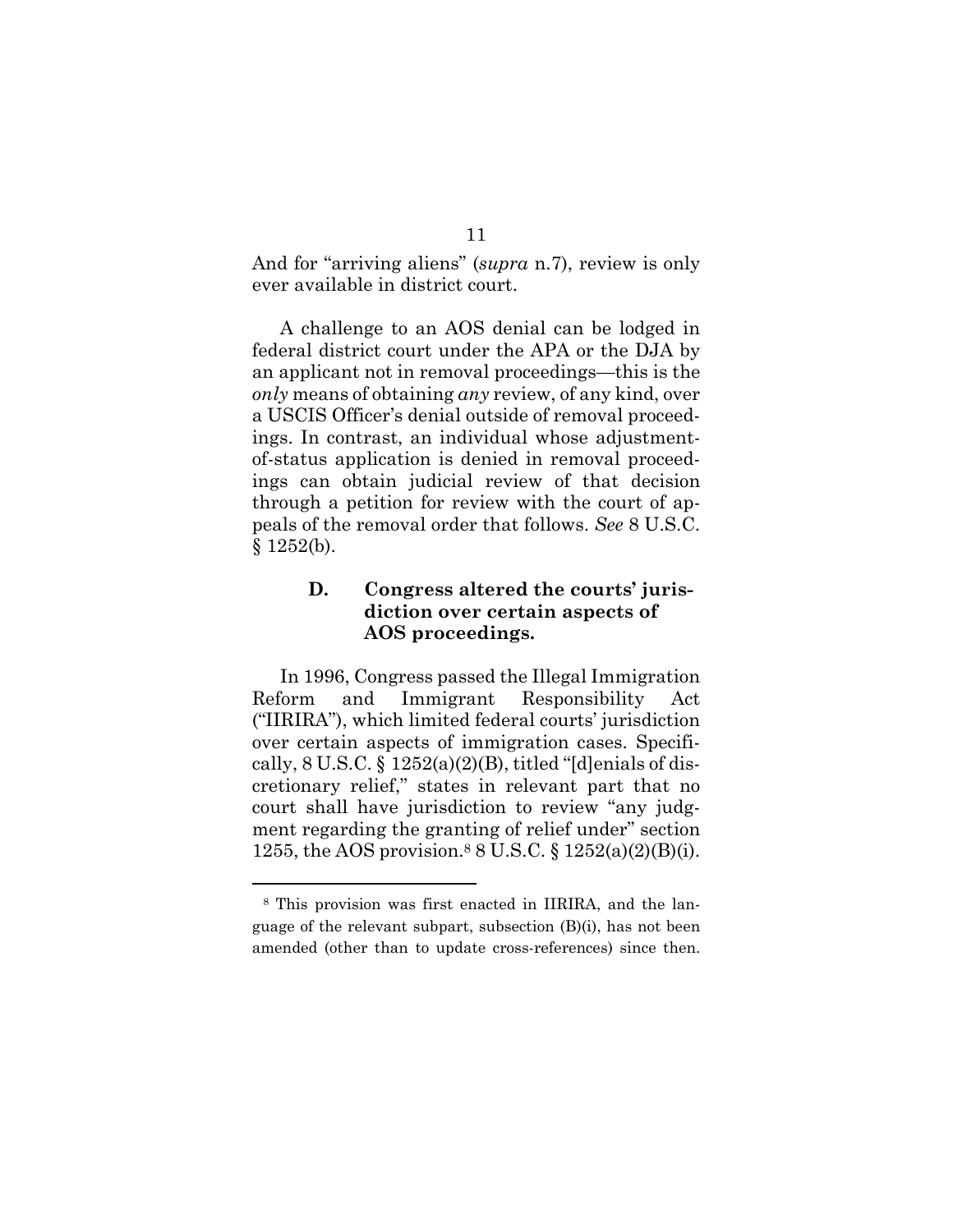And for "arriving aliens" (*supra* n.7), review is only ever available in district court.

A challenge to an AOS denial can be lodged in federal district court under the APA or the DJA by an applicant not in removal proceedings—this is the *only* means of obtaining *any* review, of any kind, over a USCIS Officer's denial outside of removal proceedings. In contrast, an individual whose adjustment-of-status application is denied in removal proceedings can obtain judicial review of that decision through a petition for review with the court of appeals of the removal order that follows. *See* 8 U.S.C. § 1252(b).

### D. Congress altered the courts' jurisdiction over certain aspects of AOS proceedings.

In 1996, Congress passed the Illegal Immigration Reform and Immigrant Responsibility Act ("IIRIRA"), which limited federal courts' jurisdiction over certain aspects of immigration cases. Specifically, 8 U.S.C. § 1252(a)(2)(B), titled "[d]enials of discretionary relief," states in relevant part that no court shall have jurisdiction to review "any judgment regarding the granting of relief under" section 1255, the AOS provision.[8] 8 U.S.C. § 1252(a)(2)(B)(i).

---

[8] This provision was first enacted in IIRIRA, and the language of the relevant subpart, subsection (B)(i), has not been amended (other than to update cross-references) since then.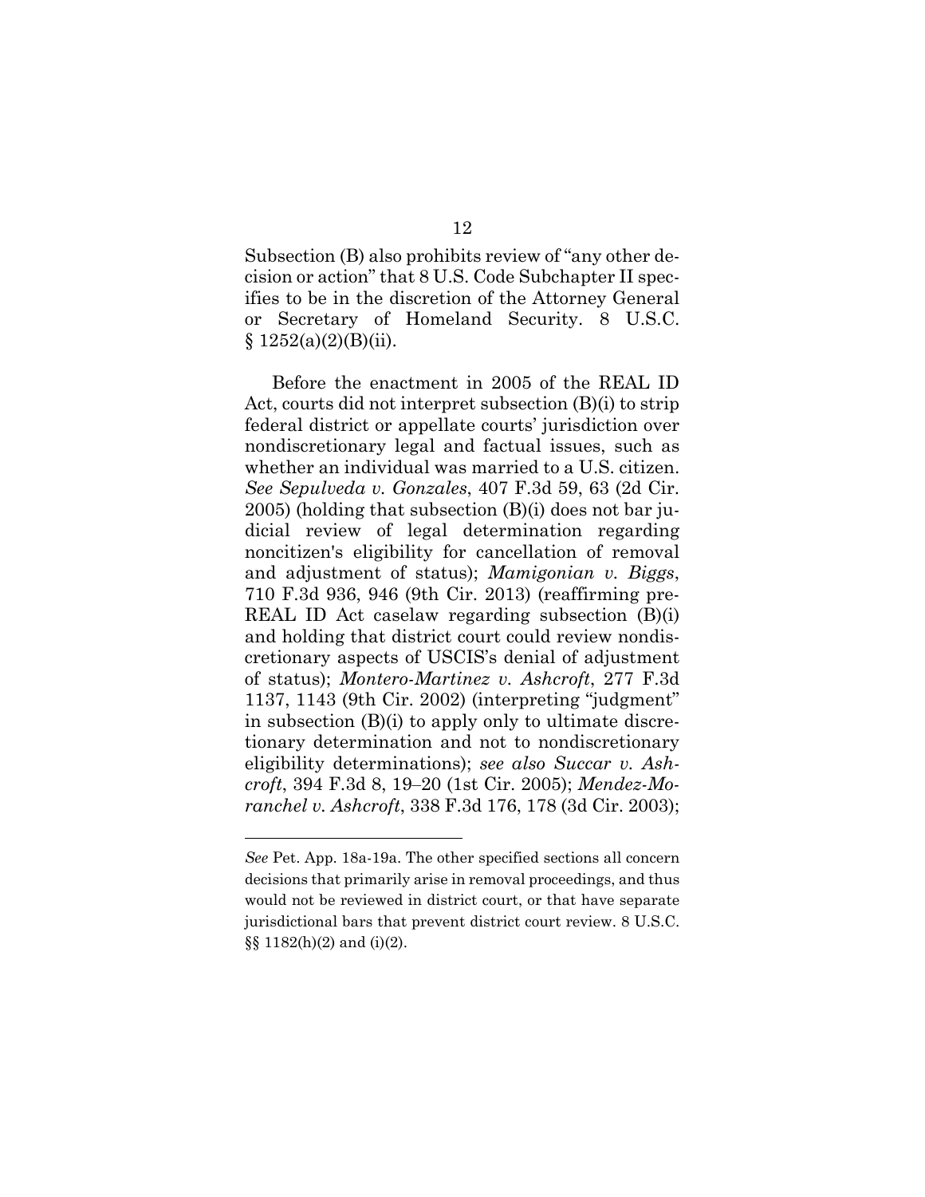Subsection (B) also prohibits review of "any other decision or action" that 8 U.S. Code Subchapter II specifies to be in the discretion of the Attorney General or Secretary of Homeland Security. 8 U.S.C. § 1252(a)(2)(B)(ii).

Before the enactment in 2005 of the REAL ID Act, courts did not interpret subsection (B)(i) to strip federal district or appellate courts' jurisdiction over nondiscretionary legal and factual issues, such as whether an individual was married to a U.S. citizen. *See Sepulveda v. Gonzales*, 407 F.3d 59, 63 (2d Cir. 2005) (holding that subsection (B)(i) does not bar judicial review of legal determination regarding noncitizen's eligibility for cancellation of removal and adjustment of status); *Mamigonian v. Biggs*, 710 F.3d 936, 946 (9th Cir. 2013) (reaffirming pre-REAL ID Act caselaw regarding subsection (B)(i) and holding that district court could review nondiscretionary aspects of USCIS's denial of adjustment of status); *Montero-Martinez v. Ashcroft*, 277 F.3d 1137, 1143 (9th Cir. 2002) (interpreting "judgment" in subsection (B)(i) to apply only to ultimate discretionary determination and not to nondiscretionary eligibility determinations); *see also Succar v. Ashcroft*, 394 F.3d 8, 19–20 (1st Cir. 2005); *Mendez-Moranchel v. Ashcroft*, 338 F.3d 176, 178 (3d Cir. 2003);

---

*See* Pet. App. 18a-19a. The other specified sections all concern decisions that primarily arise in removal proceedings, and thus would not be reviewed in district court, or that have separate jurisdictional bars that prevent district court review. 8 U.S.C. §§ 1182(h)(2) and (i)(2).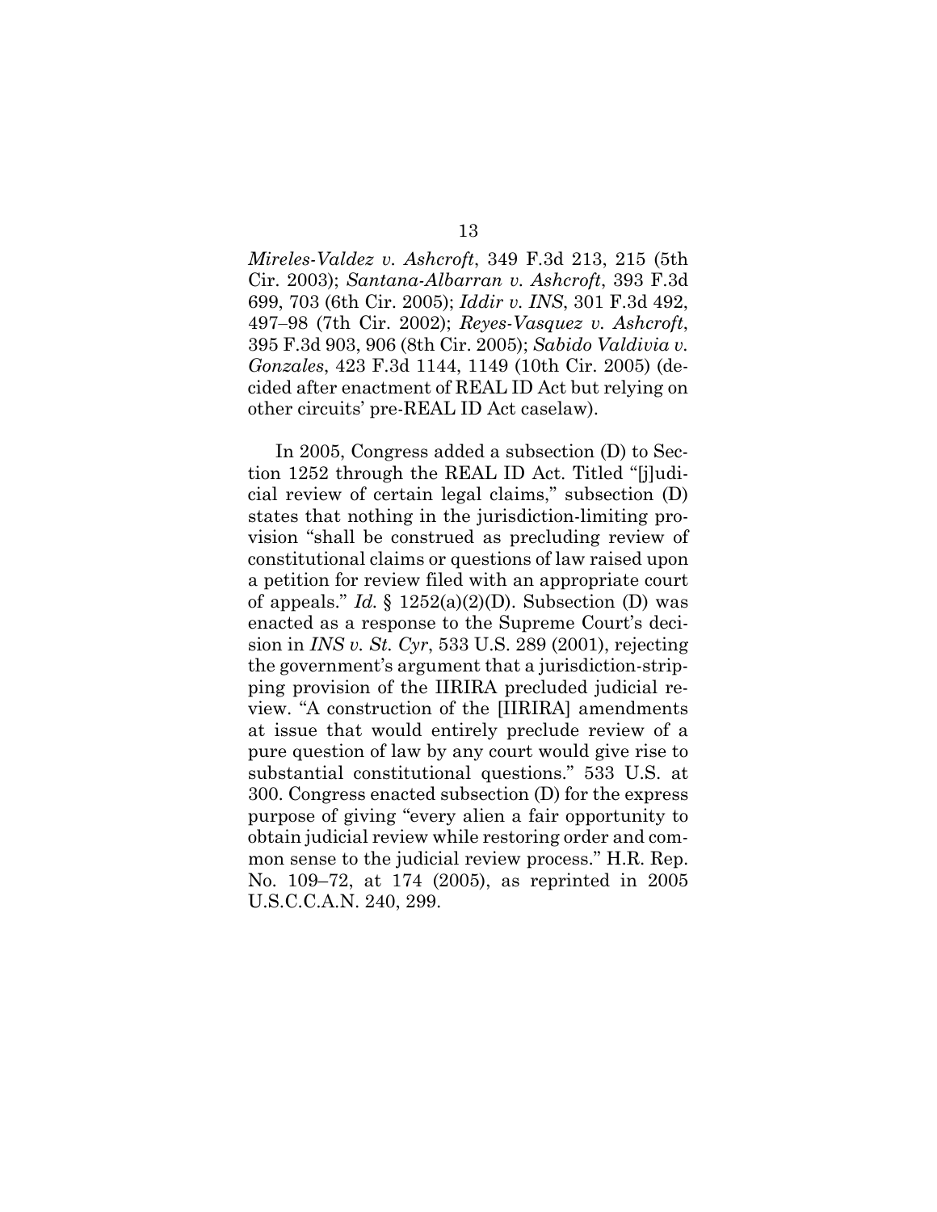*Mireles-Valdez v. Ashcroft*, 349 F.3d 213, 215 (5th Cir. 2003); *Santana-Albarran v. Ashcroft*, 393 F.3d 699, 703 (6th Cir. 2005); *Iddir v. INS*, 301 F.3d 492, 497–98 (7th Cir. 2002); *Reyes-Vasquez v. Ashcroft*, 395 F.3d 903, 906 (8th Cir. 2005); *Sabido Valdivia v. Gonzales*, 423 F.3d 1144, 1149 (10th Cir. 2005) (decided after enactment of REAL ID Act but relying on other circuits' pre-REAL ID Act caselaw).

In 2005, Congress added a subsection (D) to Section 1252 through the REAL ID Act. Titled "[j]udicial review of certain legal claims," subsection (D) states that nothing in the jurisdiction-limiting provision "shall be construed as precluding review of constitutional claims or questions of law raised upon a petition for review filed with an appropriate court of appeals." *Id.* § 1252(a)(2)(D). Subsection (D) was enacted as a response to the Supreme Court's decision in *INS v. St. Cyr*, 533 U.S. 289 (2001), rejecting the government's argument that a jurisdiction-stripping provision of the IIRIRA precluded judicial review. "A construction of the [IIRIRA] amendments at issue that would entirely preclude review of a pure question of law by any court would give rise to substantial constitutional questions." 533 U.S. at 300. Congress enacted subsection (D) for the express purpose of giving "every alien a fair opportunity to obtain judicial review while restoring order and common sense to the judicial review process." H.R. Rep. No. 109–72, at 174 (2005), as reprinted in 2005 U.S.C.C.A.N. 240, 299.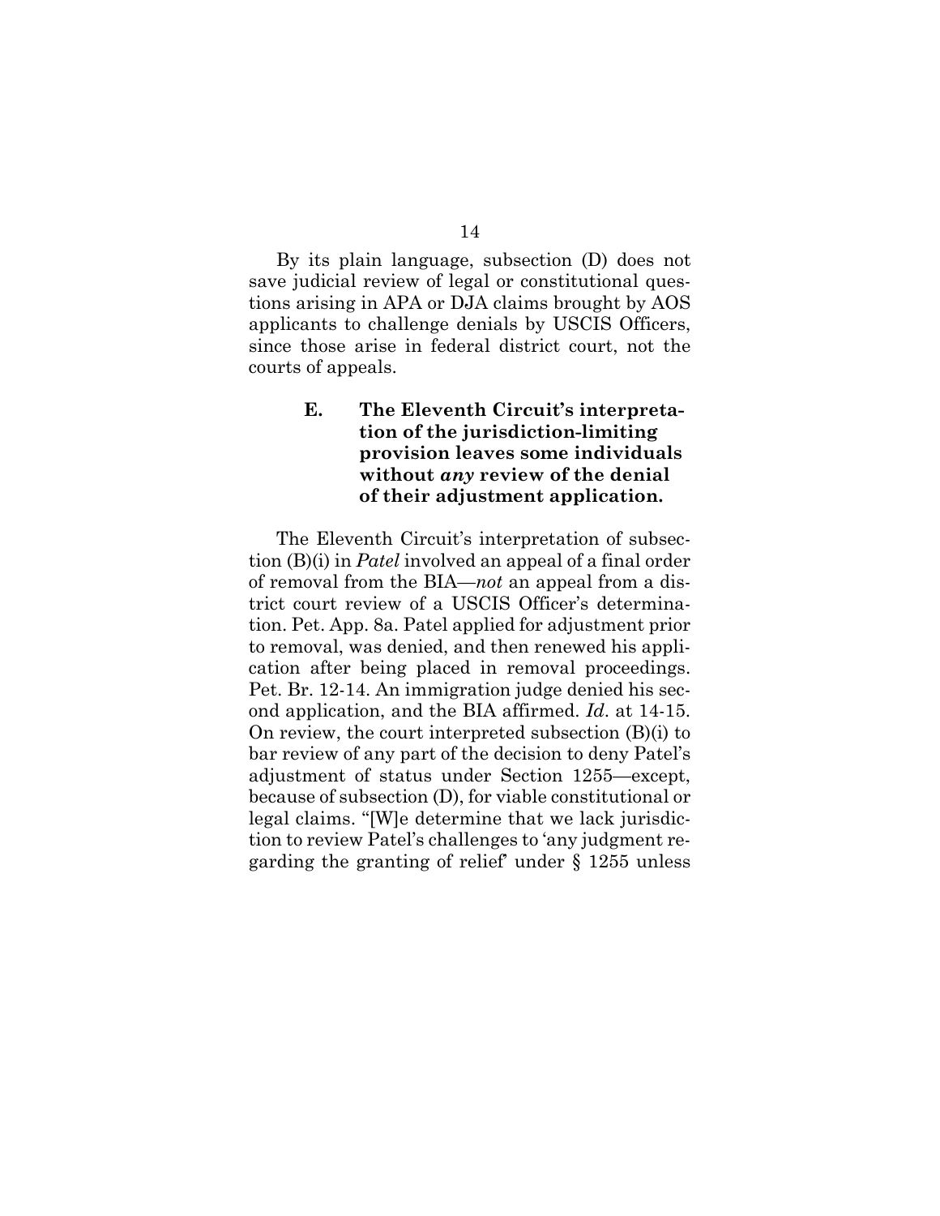By its plain language, subsection (D) does not save judicial review of legal or constitutional questions arising in APA or DJA claims brought by AOS applicants to challenge denials by USCIS Officers, since those arise in federal district court, not the courts of appeals.

### E. The Eleventh Circuit's interpretation of the jurisdiction-limiting provision leaves some individuals without *any* review of the denial of their adjustment application.

The Eleventh Circuit's interpretation of subsection (B)(i) in *Patel* involved an appeal of a final order of removal from the BIA—*not* an appeal from a district court review of a USCIS Officer's determination. Pet. App. 8a. Patel applied for adjustment prior to removal, was denied, and then renewed his application after being placed in removal proceedings. Pet. Br. 12-14. An immigration judge denied his second application, and the BIA affirmed. *Id.* at 14-15. On review, the court interpreted subsection (B)(i) to bar review of any part of the decision to deny Patel's adjustment of status under Section 1255—except, because of subsection (D), for viable constitutional or legal claims. "[W]e determine that we lack jurisdiction to review Patel's challenges to 'any judgment regarding the granting of relief' under § 1255 unless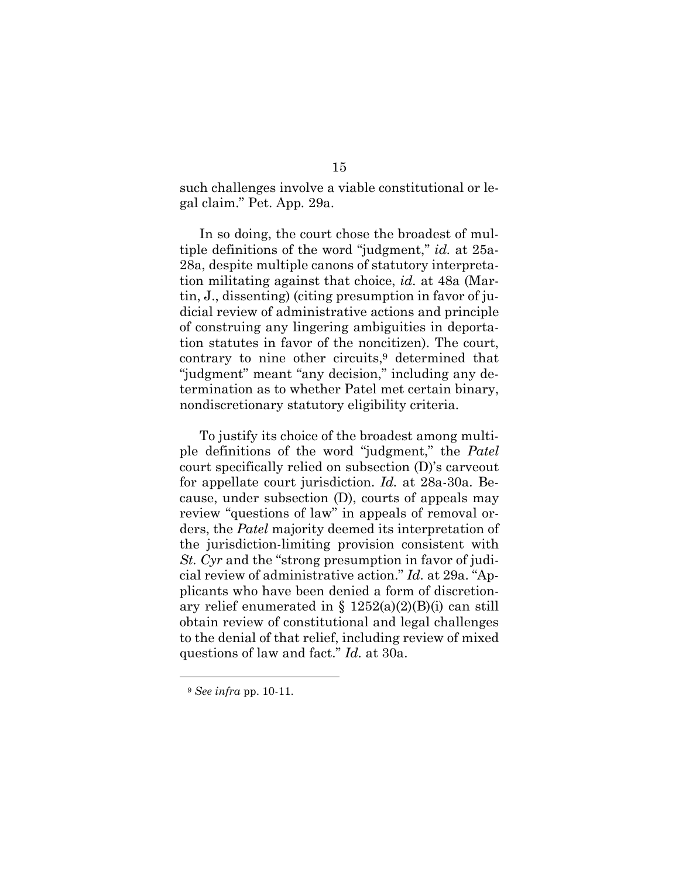such challenges involve a viable constitutional or legal claim." Pet. App. 29a.

In so doing, the court chose the broadest of multiple definitions of the word "judgment," *id.* at 25a-28a, despite multiple canons of statutory interpretation militating against that choice, *id.* at 48a (Martin, J., dissenting) (citing presumption in favor of judicial review of administrative actions and principle of construing any lingering ambiguities in deportation statutes in favor of the noncitizen). The court, contrary to nine other circuits,[9] determined that "judgment" meant "any decision," including any determination as to whether Patel met certain binary, nondiscretionary statutory eligibility criteria.

To justify its choice of the broadest among multiple definitions of the word "judgment," the *Patel* court specifically relied on subsection (D)'s carveout for appellate court jurisdiction. *Id.* at 28a-30a. Because, under subsection (D), courts of appeals may review "questions of law" in appeals of removal orders, the *Patel* majority deemed its interpretation of the jurisdiction-limiting provision consistent with *St. Cyr* and the "strong presumption in favor of judicial review of administrative action." *Id.* at 29a. "Applicants who have been denied a form of discretionary relief enumerated in § 1252(a)(2)(B)(i) can still obtain review of constitutional and legal challenges to the denial of that relief, including review of mixed questions of law and fact." *Id.* at 30a.

---

[9] *See infra* pp. 10-11.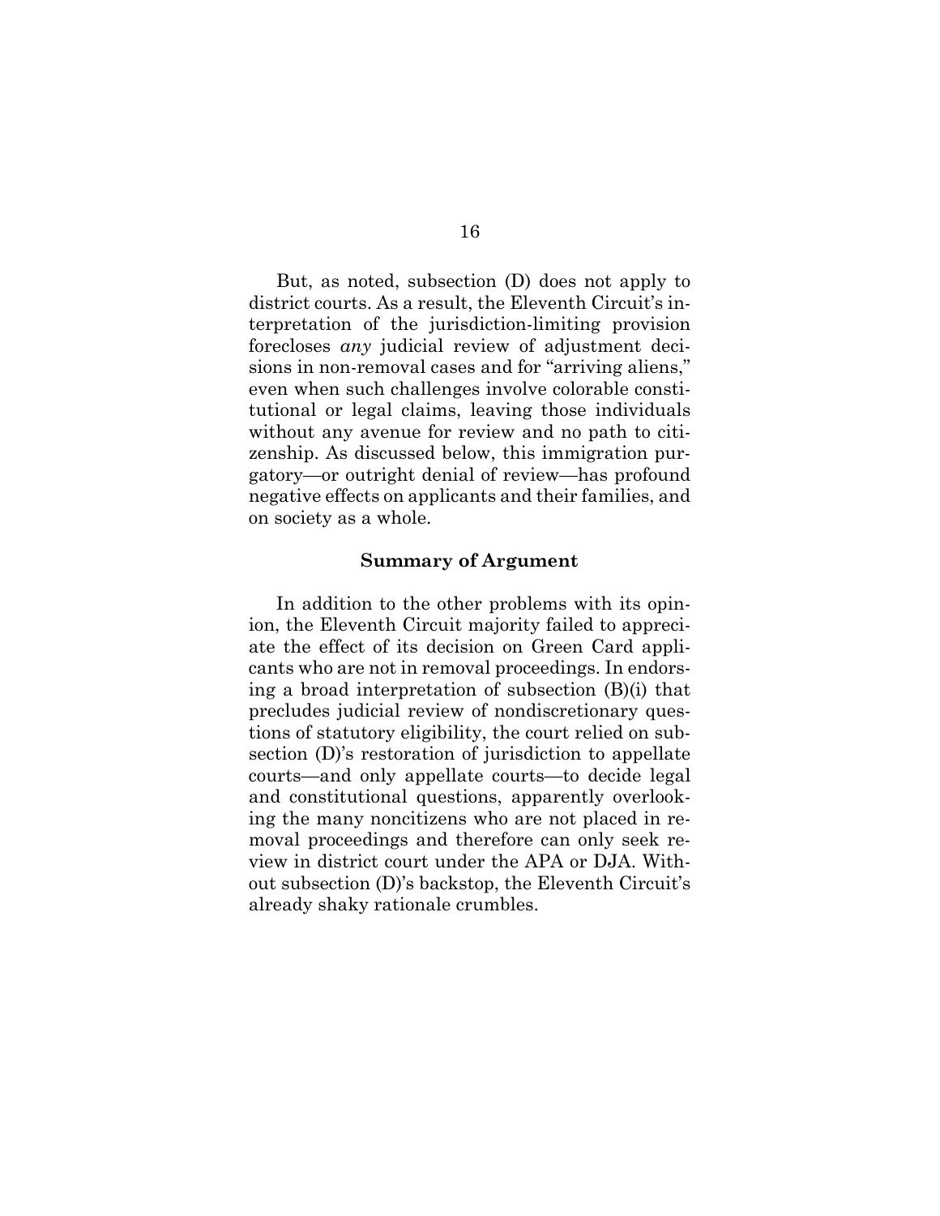But, as noted, subsection (D) does not apply to district courts. As a result, the Eleventh Circuit's interpretation of the jurisdiction-limiting provision forecloses *any* judicial review of adjustment decisions in non-removal cases and for "arriving aliens," even when such challenges involve colorable constitutional or legal claims, leaving those individuals without any avenue for review and no path to citizenship. As discussed below, this immigration purgatory—or outright denial of review—has profound negative effects on applicants and their families, and on society as a whole.

## Summary of Argument

In addition to the other problems with its opinion, the Eleventh Circuit majority failed to appreciate the effect of its decision on Green Card applicants who are not in removal proceedings. In endorsing a broad interpretation of subsection (B)(i) that precludes judicial review of nondiscretionary questions of statutory eligibility, the court relied on subsection (D)'s restoration of jurisdiction to appellate courts—and only appellate courts—to decide legal and constitutional questions, apparently overlooking the many noncitizens who are not placed in removal proceedings and therefore can only seek review in district court under the APA or DJA. Without subsection (D)'s backstop, the Eleventh Circuit's already shaky rationale crumbles.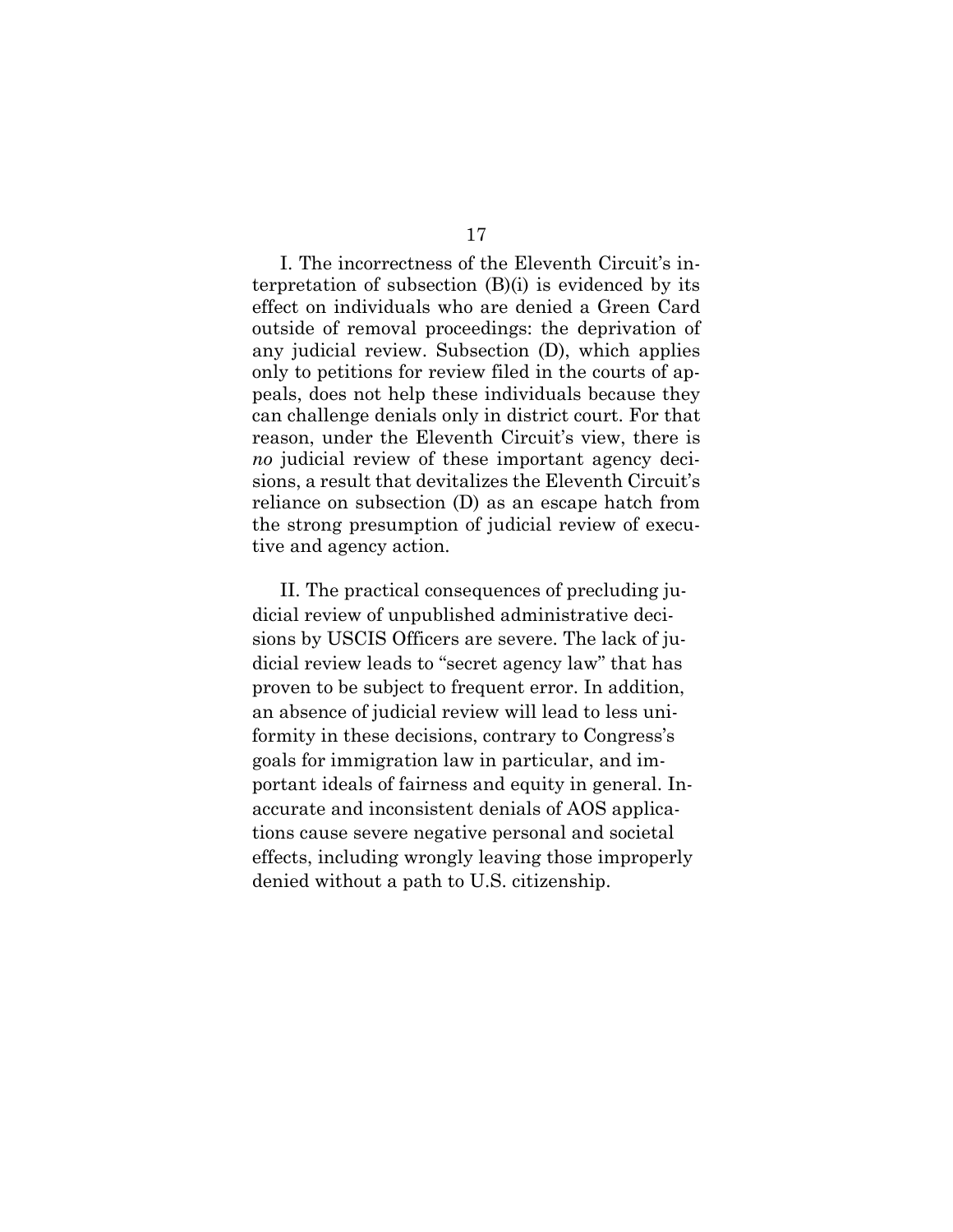I. The incorrectness of the Eleventh Circuit's interpretation of subsection (B)(i) is evidenced by its effect on individuals who are denied a Green Card outside of removal proceedings: the deprivation of any judicial review. Subsection (D), which applies only to petitions for review filed in the courts of appeals, does not help these individuals because they can challenge denials only in district court. For that reason, under the Eleventh Circuit's view, there is *no* judicial review of these important agency decisions, a result that devitalizes the Eleventh Circuit's reliance on subsection (D) as an escape hatch from the strong presumption of judicial review of executive and agency action.

II. The practical consequences of precluding judicial review of unpublished administrative decisions by USCIS Officers are severe. The lack of judicial review leads to "secret agency law" that has proven to be subject to frequent error. In addition, an absence of judicial review will lead to less uniformity in these decisions, contrary to Congress's goals for immigration law in particular, and important ideals of fairness and equity in general. Inaccurate and inconsistent denials of AOS applications cause severe negative personal and societal effects, including wrongly leaving those improperly denied without a path to U.S. citizenship.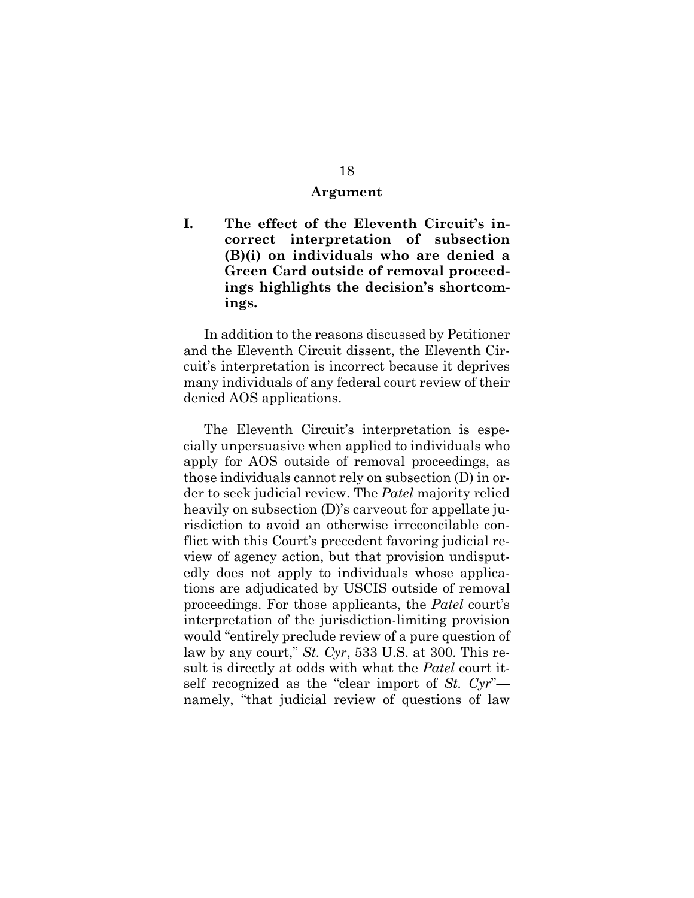## Argument

### I. The effect of the Eleventh Circuit's incorrect interpretation of subsection (B)(i) on individuals who are denied a Green Card outside of removal proceedings highlights the decision's shortcomings.

In addition to the reasons discussed by Petitioner and the Eleventh Circuit dissent, the Eleventh Circuit's interpretation is incorrect because it deprives many individuals of any federal court review of their denied AOS applications.

The Eleventh Circuit's interpretation is especially unpersuasive when applied to individuals who apply for AOS outside of removal proceedings, as those individuals cannot rely on subsection (D) in order to seek judicial review. The *Patel* majority relied heavily on subsection (D)'s carveout for appellate jurisdiction to avoid an otherwise irreconcilable conflict with this Court's precedent favoring judicial review of agency action, but that provision undisputedly does not apply to individuals whose applications are adjudicated by USCIS outside of removal proceedings. For those applicants, the *Patel* court's interpretation of the jurisdiction-limiting provision would "entirely preclude review of a pure question of law by any court," *St. Cyr*, 533 U.S. at 300. This result is directly at odds with what the *Patel* court itself recognized as the "clear import of *St. Cyr*"—namely, "that judicial review of questions of law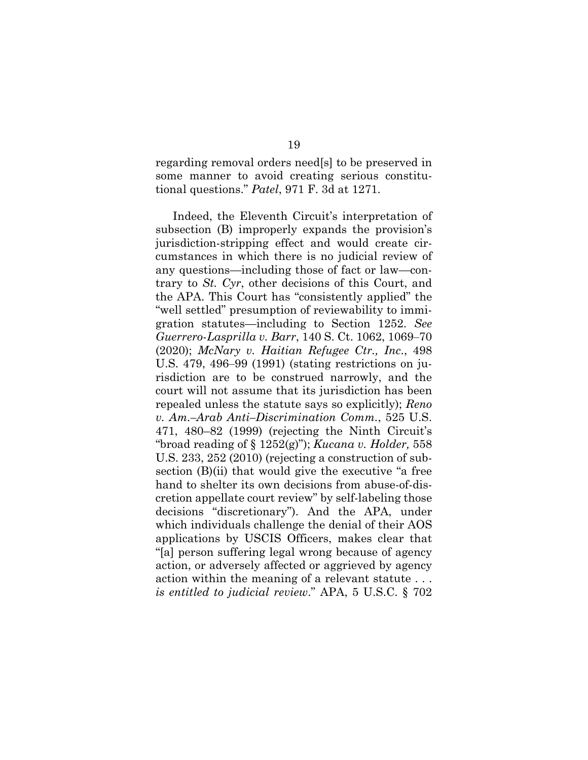regarding removal orders need[s] to be preserved in some manner to avoid creating serious constitutional questions." *Patel*, 971 F. 3d at 1271.

Indeed, the Eleventh Circuit's interpretation of subsection (B) improperly expands the provision's jurisdiction-stripping effect and would create circumstances in which there is no judicial review of any questions—including those of fact or law—contrary to *St. Cyr*, other decisions of this Court, and the APA. This Court has "consistently applied" the "well settled" presumption of reviewability to immigration statutes—including to Section 1252. *See Guerrero-Lasprilla v. Barr*, 140 S. Ct. 1062, 1069–70 (2020); *McNary v. Haitian Refugee Ctr., Inc.*, 498 U.S. 479, 496–99 (1991) (stating restrictions on jurisdiction are to be construed narrowly, and the court will not assume that its jurisdiction has been repealed unless the statute says so explicitly); *Reno v. Am.–Arab Anti–Discrimination Comm.*, 525 U.S. 471, 480–82 (1999) (rejecting the Ninth Circuit's "broad reading of § 1252(g)"); *Kucana v. Holder,* 558 U.S. 233, 252 (2010) (rejecting a construction of subsection (B)(ii) that would give the executive "a free hand to shelter its own decisions from abuse-of-discretion appellate court review" by self-labeling those decisions "discretionary"). And the APA, under which individuals challenge the denial of their AOS applications by USCIS Officers, makes clear that "[a] person suffering legal wrong because of agency action, or adversely affected or aggrieved by agency action within the meaning of a relevant statute . . . *is entitled to judicial review*." APA, 5 U.S.C. § 702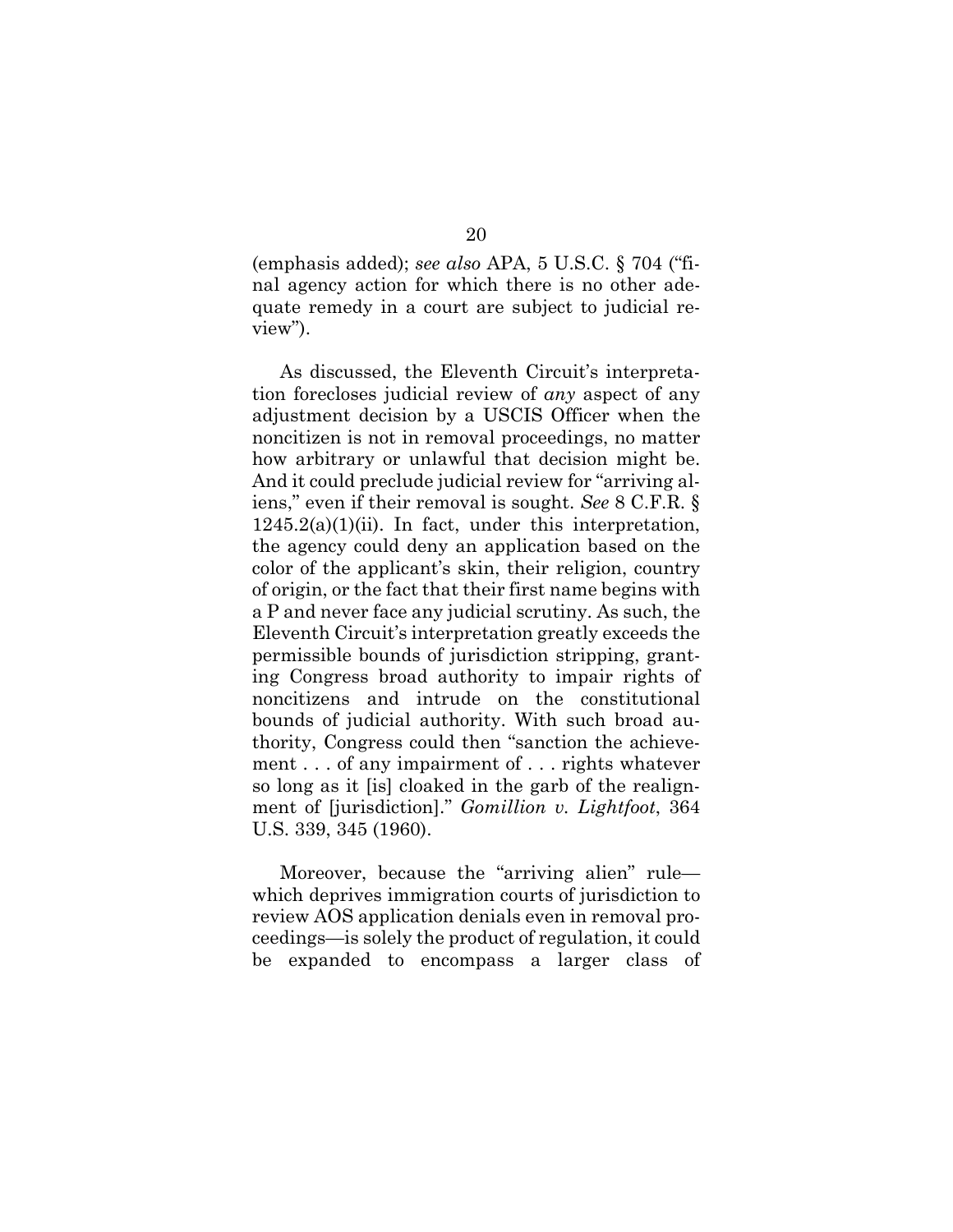(emphasis added); *see also* APA, 5 U.S.C. § 704 ("final agency action for which there is no other adequate remedy in a court are subject to judicial review").

As discussed, the Eleventh Circuit's interpretation forecloses judicial review of *any* aspect of any adjustment decision by a USCIS Officer when the noncitizen is not in removal proceedings, no matter how arbitrary or unlawful that decision might be. And it could preclude judicial review for "arriving aliens," even if their removal is sought. *See* 8 C.F.R. § 1245.2(a)(1)(ii). In fact, under this interpretation, the agency could deny an application based on the color of the applicant's skin, their religion, country of origin, or the fact that their first name begins with a P and never face any judicial scrutiny. As such, the Eleventh Circuit's interpretation greatly exceeds the permissible bounds of jurisdiction stripping, granting Congress broad authority to impair rights of noncitizens and intrude on the constitutional bounds of judicial authority. With such broad authority, Congress could then "sanction the achievement . . . of any impairment of . . . rights whatever so long as it [is] cloaked in the garb of the realignment of [jurisdiction]." *Gomillion v. Lightfoot*, 364 U.S. 339, 345 (1960).

Moreover, because the "arriving alien" rule—which deprives immigration courts of jurisdiction to review AOS application denials even in removal proceedings—is solely the product of regulation, it could be expanded to encompass a larger class of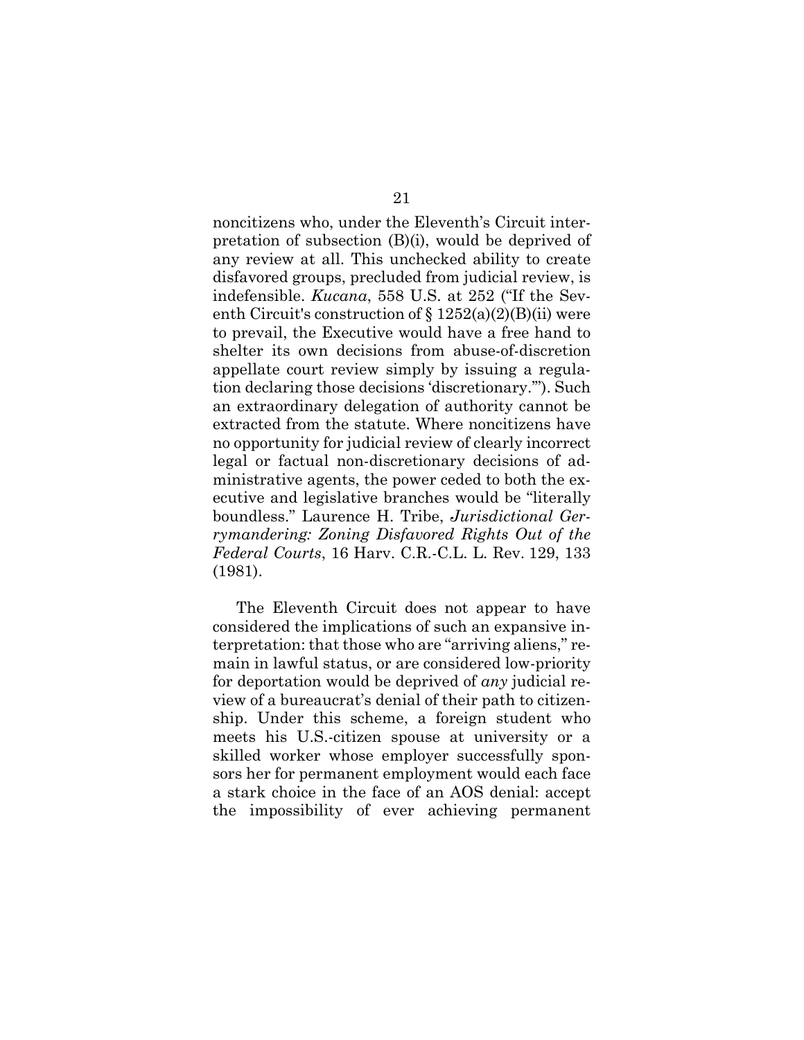noncitizens who, under the Eleventh's Circuit interpretation of subsection (B)(i), would be deprived of any review at all. This unchecked ability to create disfavored groups, precluded from judicial review, is indefensible. *Kucana*, 558 U.S. at 252 ("If the Seventh Circuit's construction of § 1252(a)(2)(B)(ii) were to prevail, the Executive would have a free hand to shelter its own decisions from abuse-of-discretion appellate court review simply by issuing a regulation declaring those decisions 'discretionary.'"). Such an extraordinary delegation of authority cannot be extracted from the statute. Where noncitizens have no opportunity for judicial review of clearly incorrect legal or factual non-discretionary decisions of administrative agents, the power ceded to both the executive and legislative branches would be "literally boundless." Laurence H. Tribe, *Jurisdictional Gerrymandering: Zoning Disfavored Rights Out of the Federal Courts*, 16 Harv. C.R.-C.L. L. Rev. 129, 133 (1981).

The Eleventh Circuit does not appear to have considered the implications of such an expansive interpretation: that those who are "arriving aliens," remain in lawful status, or are considered low-priority for deportation would be deprived of *any* judicial review of a bureaucrat's denial of their path to citizenship. Under this scheme, a foreign student who meets his U.S.-citizen spouse at university or a skilled worker whose employer successfully sponsors her for permanent employment would each face a stark choice in the face of an AOS denial: accept the impossibility of ever achieving permanent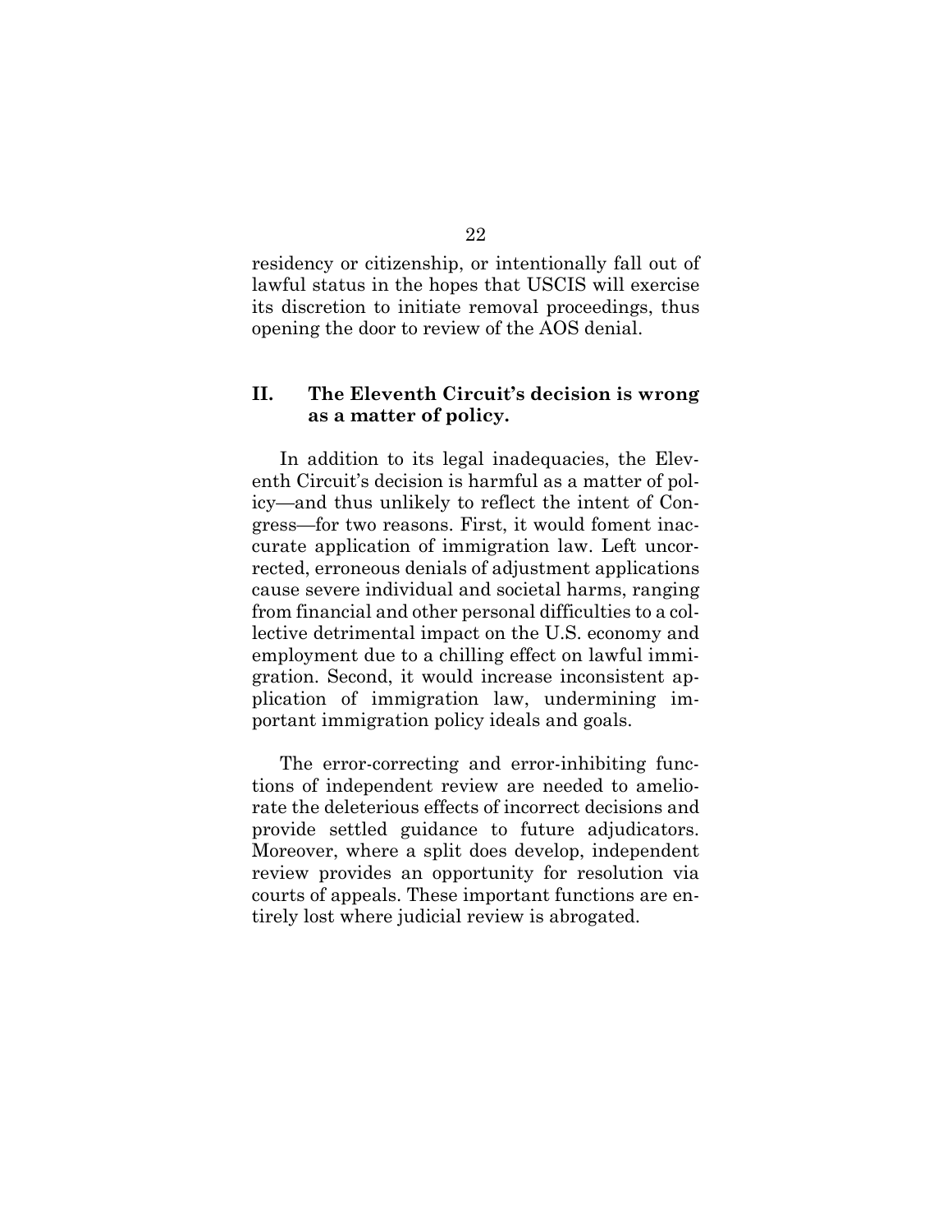residency or citizenship, or intentionally fall out of lawful status in the hopes that USCIS will exercise its discretion to initiate removal proceedings, thus opening the door to review of the AOS denial.

## II. The Eleventh Circuit's decision is wrong as a matter of policy.

In addition to its legal inadequacies, the Eleventh Circuit's decision is harmful as a matter of policy—and thus unlikely to reflect the intent of Congress—for two reasons. First, it would foment inaccurate application of immigration law. Left uncorrected, erroneous denials of adjustment applications cause severe individual and societal harms, ranging from financial and other personal difficulties to a collective detrimental impact on the U.S. economy and employment due to a chilling effect on lawful immigration. Second, it would increase inconsistent application of immigration law, undermining important immigration policy ideals and goals.

The error-correcting and error-inhibiting functions of independent review are needed to ameliorate the deleterious effects of incorrect decisions and provide settled guidance to future adjudicators. Moreover, where a split does develop, independent review provides an opportunity for resolution via courts of appeals. These important functions are entirely lost where judicial review is abrogated.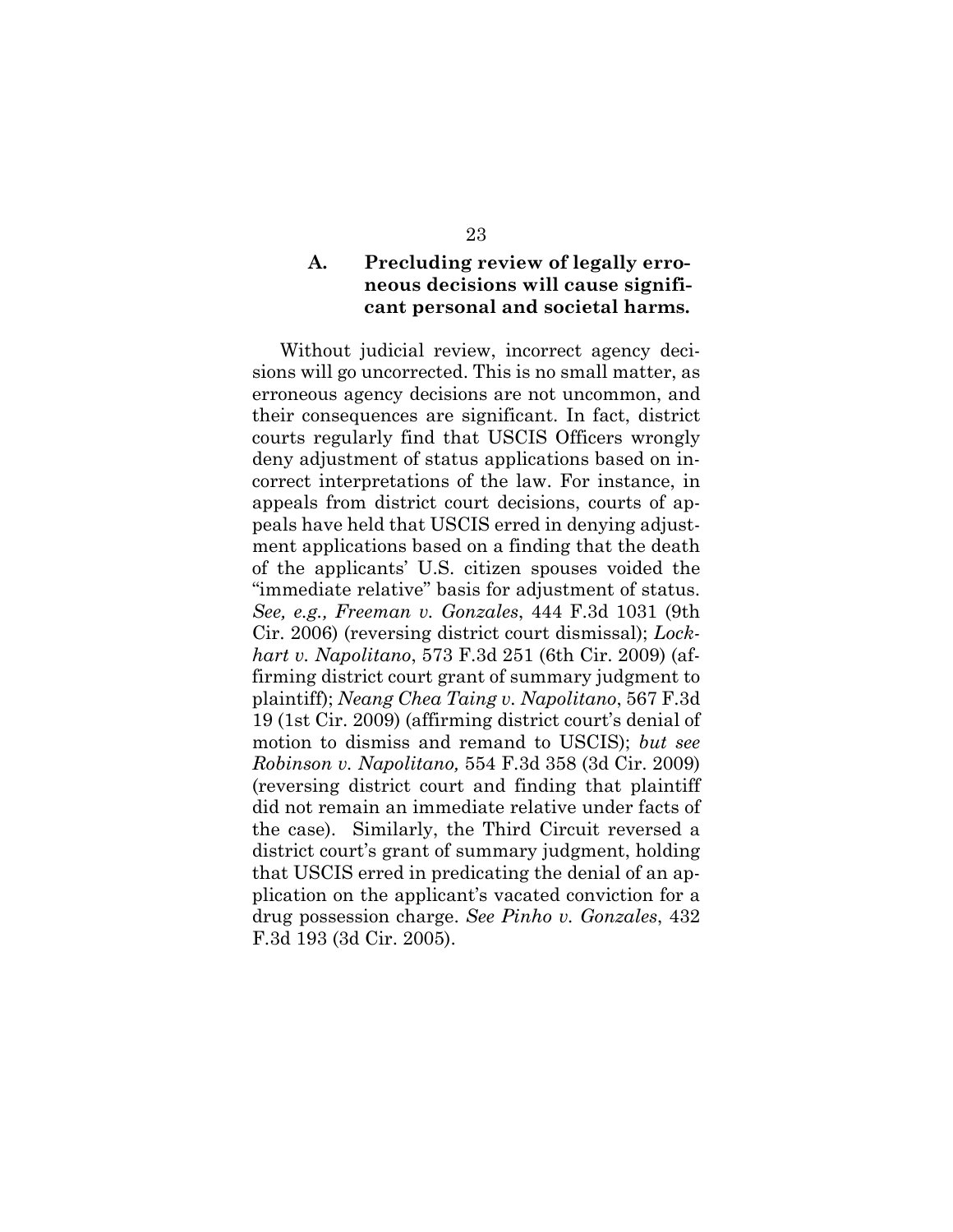### A. Precluding review of legally erroneous decisions will cause significant personal and societal harms.

Without judicial review, incorrect agency decisions will go uncorrected. This is no small matter, as erroneous agency decisions are not uncommon, and their consequences are significant. In fact, district courts regularly find that USCIS Officers wrongly deny adjustment of status applications based on incorrect interpretations of the law. For instance, in appeals from district court decisions, courts of appeals have held that USCIS erred in denying adjustment applications based on a finding that the death of the applicants' U.S. citizen spouses voided the "immediate relative" basis for adjustment of status. *See, e.g., Freeman v. Gonzales*, 444 F.3d 1031 (9th Cir. 2006) (reversing district court dismissal); *Lockhart v. Napolitano*, 573 F.3d 251 (6th Cir. 2009) (affirming district court grant of summary judgment to plaintiff); *Neang Chea Taing v. Napolitano*, 567 F.3d 19 (1st Cir. 2009) (affirming district court's denial of motion to dismiss and remand to USCIS); *but see Robinson v. Napolitano,* 554 F.3d 358 (3d Cir. 2009) (reversing district court and finding that plaintiff did not remain an immediate relative under facts of the case). Similarly, the Third Circuit reversed a district court's grant of summary judgment, holding that USCIS erred in predicating the denial of an application on the applicant's vacated conviction for a drug possession charge. *See Pinho v. Gonzales*, 432 F.3d 193 (3d Cir. 2005).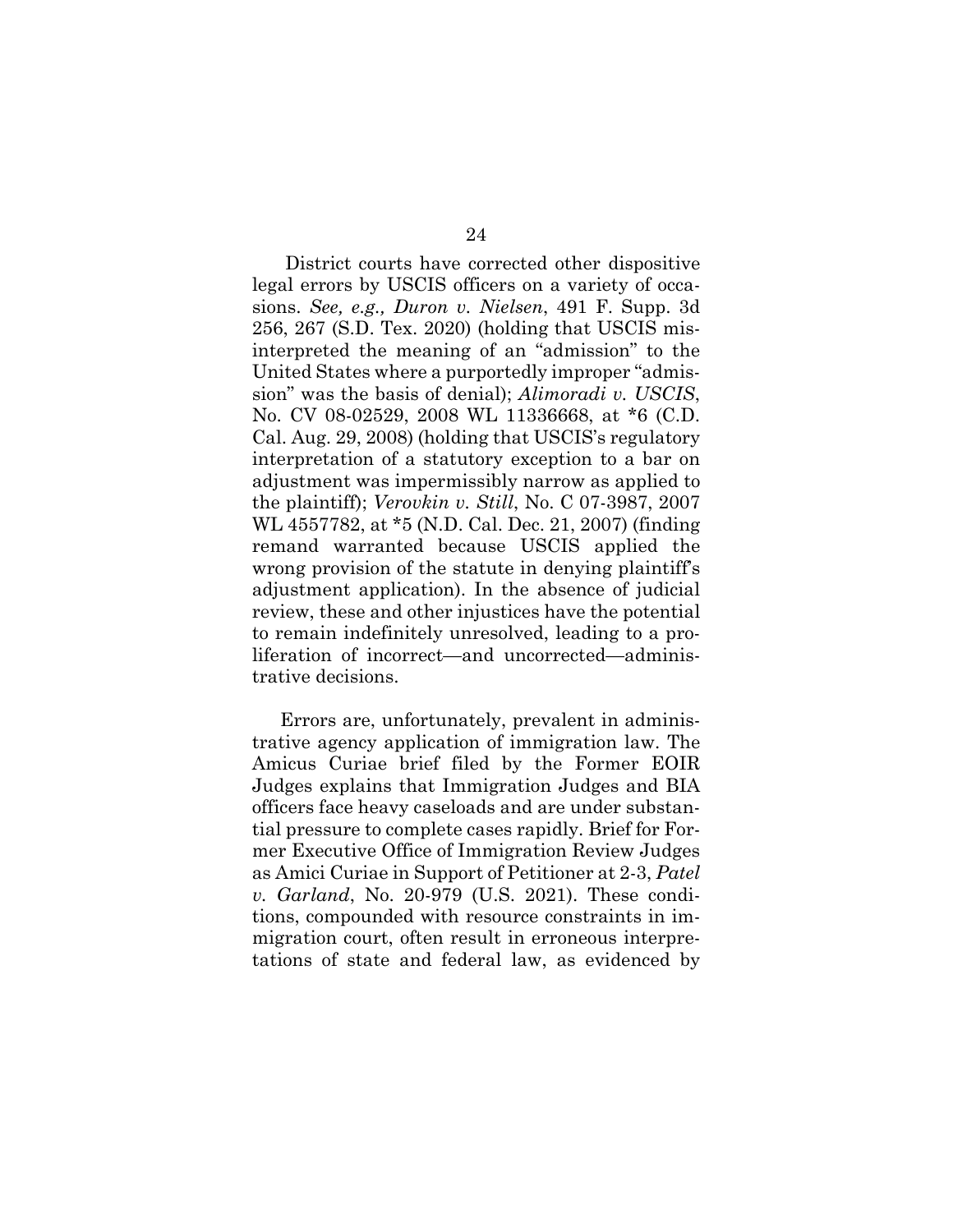District courts have corrected other dispositive legal errors by USCIS officers on a variety of occasions. *See, e.g., Duron v. Nielsen*, 491 F. Supp. 3d 256, 267 (S.D. Tex. 2020) (holding that USCIS misinterpreted the meaning of an "admission" to the United States where a purportedly improper "admission" was the basis of denial); *Alimoradi v. USCIS*, No. CV 08-02529, 2008 WL 11336668, at *6 (C.D. Cal. Aug. 29, 2008) (holding that USCIS's regulatory interpretation of a statutory exception to a bar on adjustment was impermissibly narrow as applied to the plaintiff); *Verovkin v. Still*, No. C 07-3987, 2007 WL 4557782, at *5 (N.D. Cal. Dec. 21, 2007) (finding remand warranted because USCIS applied the wrong provision of the statute in denying plaintiff's adjustment application). In the absence of judicial review, these and other injustices have the potential to remain indefinitely unresolved, leading to a proliferation of incorrect—and uncorrected—administrative decisions.

Errors are, unfortunately, prevalent in administrative agency application of immigration law. The Amicus Curiae brief filed by the Former EOIR Judges explains that Immigration Judges and BIA officers face heavy caseloads and are under substantial pressure to complete cases rapidly. Brief for Former Executive Office of Immigration Review Judges as Amici Curiae in Support of Petitioner at 2-3, *Patel v. Garland*, No. 20-979 (U.S. 2021). These conditions, compounded with resource constraints in immigration court, often result in erroneous interpretations of state and federal law, as evidenced by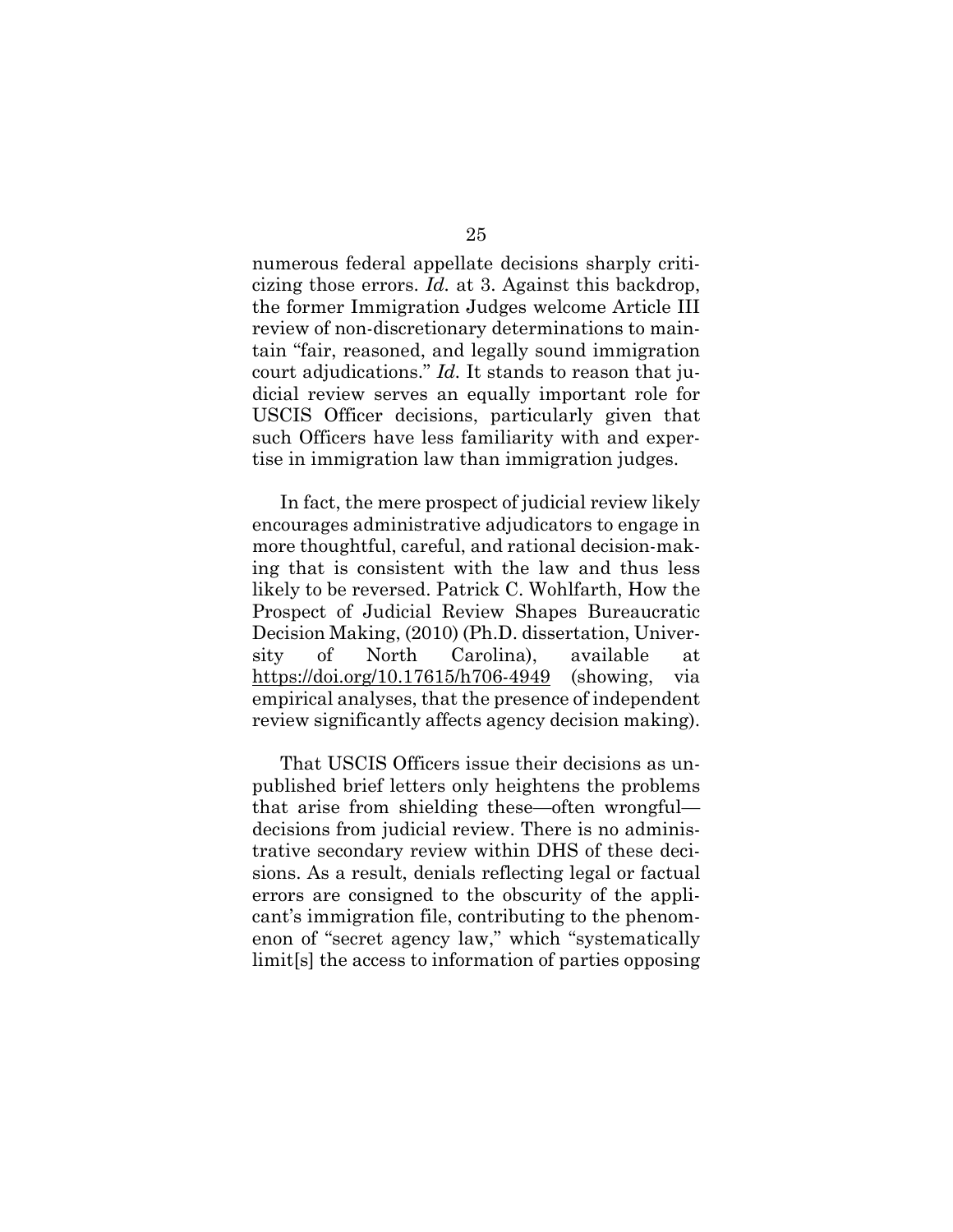numerous federal appellate decisions sharply criticizing those errors. *Id.* at 3. Against this backdrop, the former Immigration Judges welcome Article III review of non-discretionary determinations to maintain "fair, reasoned, and legally sound immigration court adjudications." *Id.* It stands to reason that judicial review serves an equally important role for USCIS Officer decisions, particularly given that such Officers have less familiarity with and expertise in immigration law than immigration judges.

In fact, the mere prospect of judicial review likely encourages administrative adjudicators to engage in more thoughtful, careful, and rational decision-making that is consistent with the law and thus less likely to be reversed. Patrick C. Wohlfarth, How the Prospect of Judicial Review Shapes Bureaucratic Decision Making, (2010) (Ph.D. dissertation, University of North Carolina), available at https://doi.org/10.17615/h706-4949 (showing, via empirical analyses, that the presence of independent review significantly affects agency decision making).

That USCIS Officers issue their decisions as unpublished brief letters only heightens the problems that arise from shielding these—often wrongful—decisions from judicial review. There is no administrative secondary review within DHS of these decisions. As a result, denials reflecting legal or factual errors are consigned to the obscurity of the applicant's immigration file, contributing to the phenomenon of "secret agency law," which "systematically limit[s] the access to information of parties opposing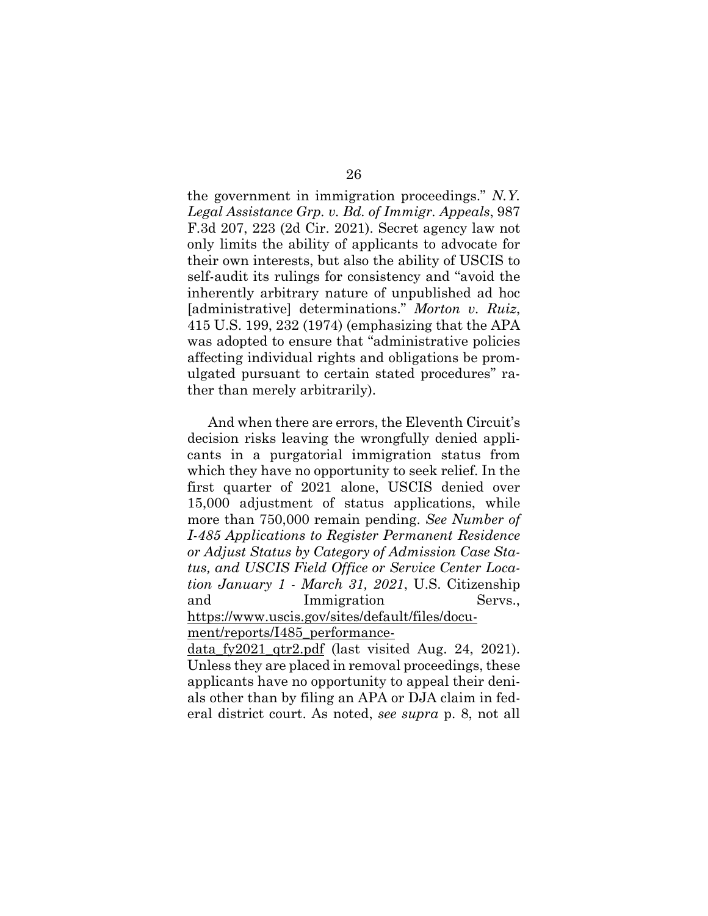the government in immigration proceedings." *N.Y. Legal Assistance Grp. v. Bd. of Immigr. Appeals*, 987 F.3d 207, 223 (2d Cir. 2021). Secret agency law not only limits the ability of applicants to advocate for their own interests, but also the ability of USCIS to self-audit its rulings for consistency and "avoid the inherently arbitrary nature of unpublished ad hoc [administrative] determinations." *Morton v. Ruiz*, 415 U.S. 199, 232 (1974) (emphasizing that the APA was adopted to ensure that "administrative policies affecting individual rights and obligations be promulgated pursuant to certain stated procedures" rather than merely arbitrarily).

And when there are errors, the Eleventh Circuit's decision risks leaving the wrongfully denied applicants in a purgatorial immigration status from which they have no opportunity to seek relief. In the first quarter of 2021 alone, USCIS denied over 15,000 adjustment of status applications, while more than 750,000 remain pending. *See Number of I-485 Applications to Register Permanent Residence or Adjust Status by Category of Admission Case Status, and USCIS Field Office or Service Center Location January 1 - March 31, 2021*, U.S. Citizenship and Immigration Servs., https://www.uscis.gov/sites/default/files/document/reports/I485_performancedata_fy2021_qtr2.pdf (last visited Aug. 24, 2021). Unless they are placed in removal proceedings, these applicants have no opportunity to appeal their denials other than by filing an APA or DJA claim in federal district court. As noted, *see supra* p. 8, not all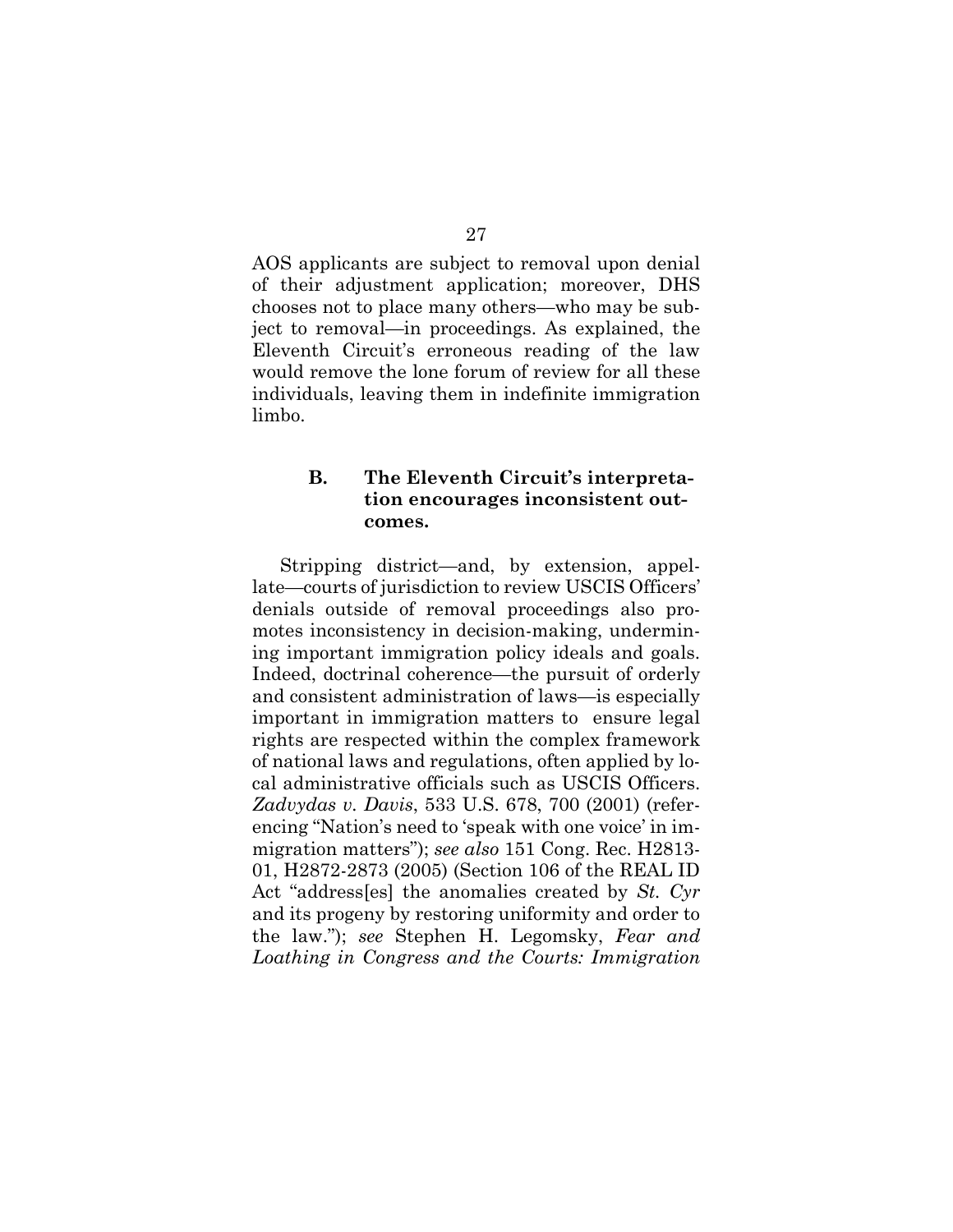AOS applicants are subject to removal upon denial of their adjustment application; moreover, DHS chooses not to place many others—who may be subject to removal—in proceedings. As explained, the Eleventh Circuit's erroneous reading of the law would remove the lone forum of review for all these individuals, leaving them in indefinite immigration limbo.

### B. The Eleventh Circuit's interpretation encourages inconsistent outcomes.

Stripping district—and, by extension, appellate—courts of jurisdiction to review USCIS Officers' denials outside of removal proceedings also promotes inconsistency in decision-making, undermining important immigration policy ideals and goals. Indeed, doctrinal coherence—the pursuit of orderly and consistent administration of laws—is especially important in immigration matters to ensure legal rights are respected within the complex framework of national laws and regulations, often applied by local administrative officials such as USCIS Officers. *Zadvydas v. Davis*, 533 U.S. 678, 700 (2001) (referencing "Nation's need to 'speak with one voice' in immigration matters"); *see also* 151 Cong. Rec. H2813-01, H2872-2873 (2005) (Section 106 of the REAL ID Act "address[es] the anomalies created by *St. Cyr* and its progeny by restoring uniformity and order to the law."); *see* Stephen H. Legomsky, *Fear and Loathing in Congress and the Courts: Immigration*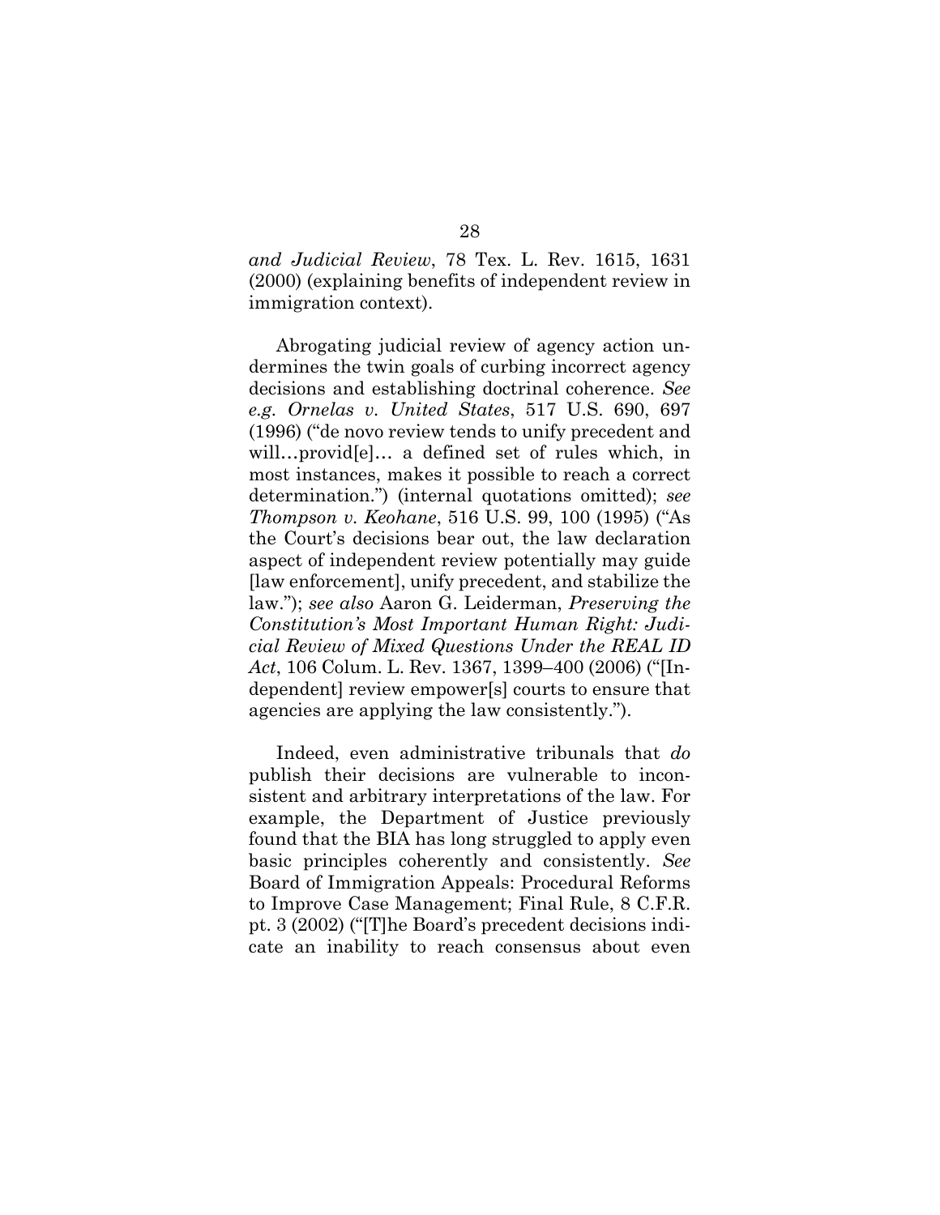*and Judicial Review*, 78 Tex. L. Rev. 1615, 1631 (2000) (explaining benefits of independent review in immigration context).

Abrogating judicial review of agency action undermines the twin goals of curbing incorrect agency decisions and establishing doctrinal coherence. *See e.g. Ornelas v. United States*, 517 U.S. 690, 697 (1996) ("de novo review tends to unify precedent and will…provid[e]… a defined set of rules which, in most instances, makes it possible to reach a correct determination.") (internal quotations omitted); *see Thompson v. Keohane*, 516 U.S. 99, 100 (1995) ("As the Court's decisions bear out, the law declaration aspect of independent review potentially may guide [law enforcement], unify precedent, and stabilize the law."); *see also* Aaron G. Leiderman, *Preserving the Constitution's Most Important Human Right: Judicial Review of Mixed Questions Under the REAL ID Act*, 106 Colum. L. Rev. 1367, 1399–400 (2006) ("[Independent] review empower[s] courts to ensure that agencies are applying the law consistently.").

Indeed, even administrative tribunals that *do* publish their decisions are vulnerable to inconsistent and arbitrary interpretations of the law. For example, the Department of Justice previously found that the BIA has long struggled to apply even basic principles coherently and consistently. *See* Board of Immigration Appeals: Procedural Reforms to Improve Case Management; Final Rule, 8 C.F.R. pt. 3 (2002) ("[T]he Board's precedent decisions indicate an inability to reach consensus about even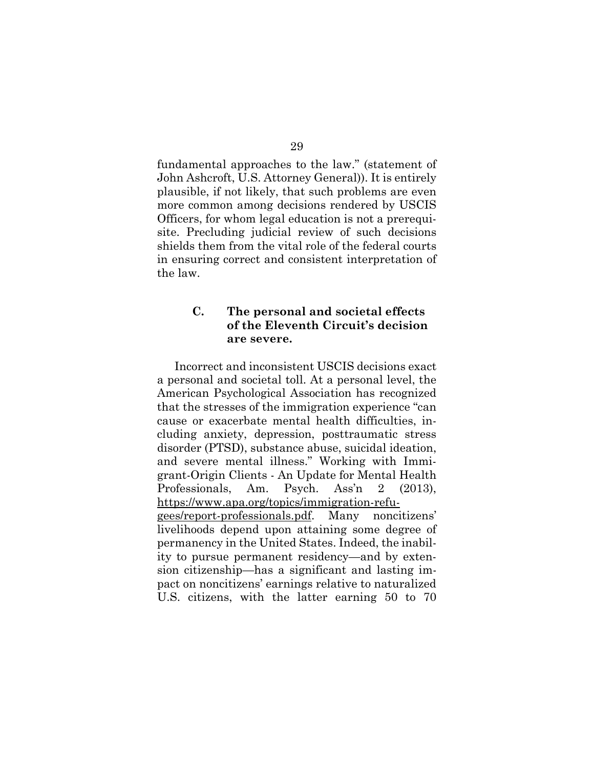fundamental approaches to the law." (statement of John Ashcroft, U.S. Attorney General)). It is entirely plausible, if not likely, that such problems are even more common among decisions rendered by USCIS Officers, for whom legal education is not a prerequisite. Precluding judicial review of such decisions shields them from the vital role of the federal courts in ensuring correct and consistent interpretation of the law.

### C. The personal and societal effects of the Eleventh Circuit's decision are severe.

Incorrect and inconsistent USCIS decisions exact a personal and societal toll. At a personal level, the American Psychological Association has recognized that the stresses of the immigration experience "can cause or exacerbate mental health difficulties, including anxiety, depression, posttraumatic stress disorder (PTSD), substance abuse, suicidal ideation, and severe mental illness." Working with Immigrant-Origin Clients - An Update for Mental Health Professionals, Am. Psych. Ass'n 2 (2013), https://www.apa.org/topics/immigration-refugees/report-professionals.pdf. Many noncitizens' livelihoods depend upon attaining some degree of permanency in the United States. Indeed, the inability to pursue permanent residency—and by extension citizenship—has a significant and lasting impact on noncitizens' earnings relative to naturalized U.S. citizens, with the latter earning 50 to 70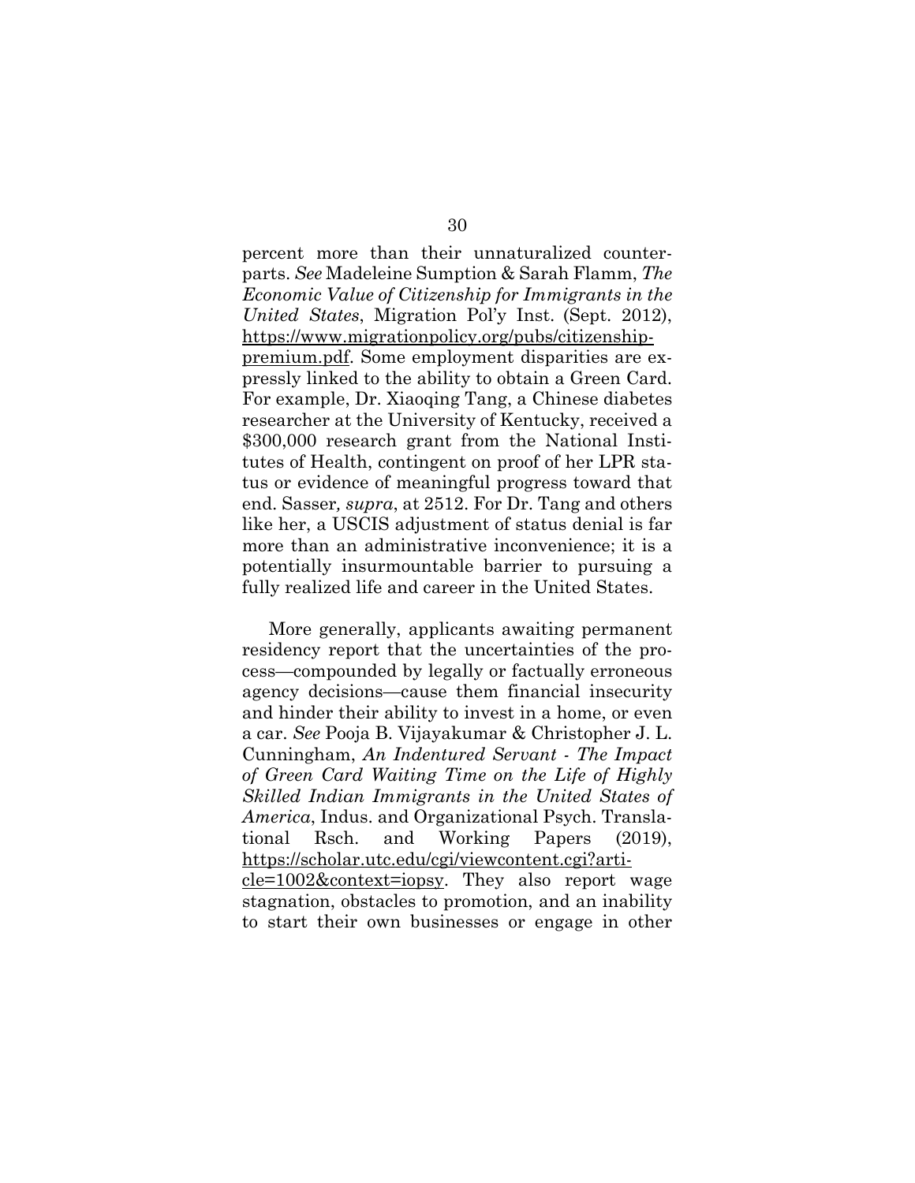percent more than their unnaturalized counterparts. *See* Madeleine Sumption & Sarah Flamm, *The Economic Value of Citizenship for Immigrants in the United States*, Migration Pol'y Inst. (Sept. 2012), https://www.migrationpolicy.org/pubs/citizenship-premium.pdf. Some employment disparities are expressly linked to the ability to obtain a Green Card. For example, Dr. Xiaoqing Tang, a Chinese diabetes researcher at the University of Kentucky, received a $300,000 research grant from the National Institutes of Health, contingent on proof of her LPR status or evidence of meaningful progress toward that end. Sasser*, supra*, at 2512. For Dr. Tang and others like her, a USCIS adjustment of status denial is far more than an administrative inconvenience; it is a potentially insurmountable barrier to pursuing a fully realized life and career in the United States.

More generally, applicants awaiting permanent residency report that the uncertainties of the process—compounded by legally or factually erroneous agency decisions—cause them financial insecurity and hinder their ability to invest in a home, or even a car. *See* Pooja B. Vijayakumar & Christopher J. L. Cunningham, *An Indentured Servant - The Impact of Green Card Waiting Time on the Life of Highly Skilled Indian Immigrants in the United States of America*, Indus. and Organizational Psych. Translational Rsch. and Working Papers (2019), https://scholar.utc.edu/cgi/viewcontent.cgi?article=1002&context=iopsy. They also report wage stagnation, obstacles to promotion, and an inability to start their own businesses or engage in other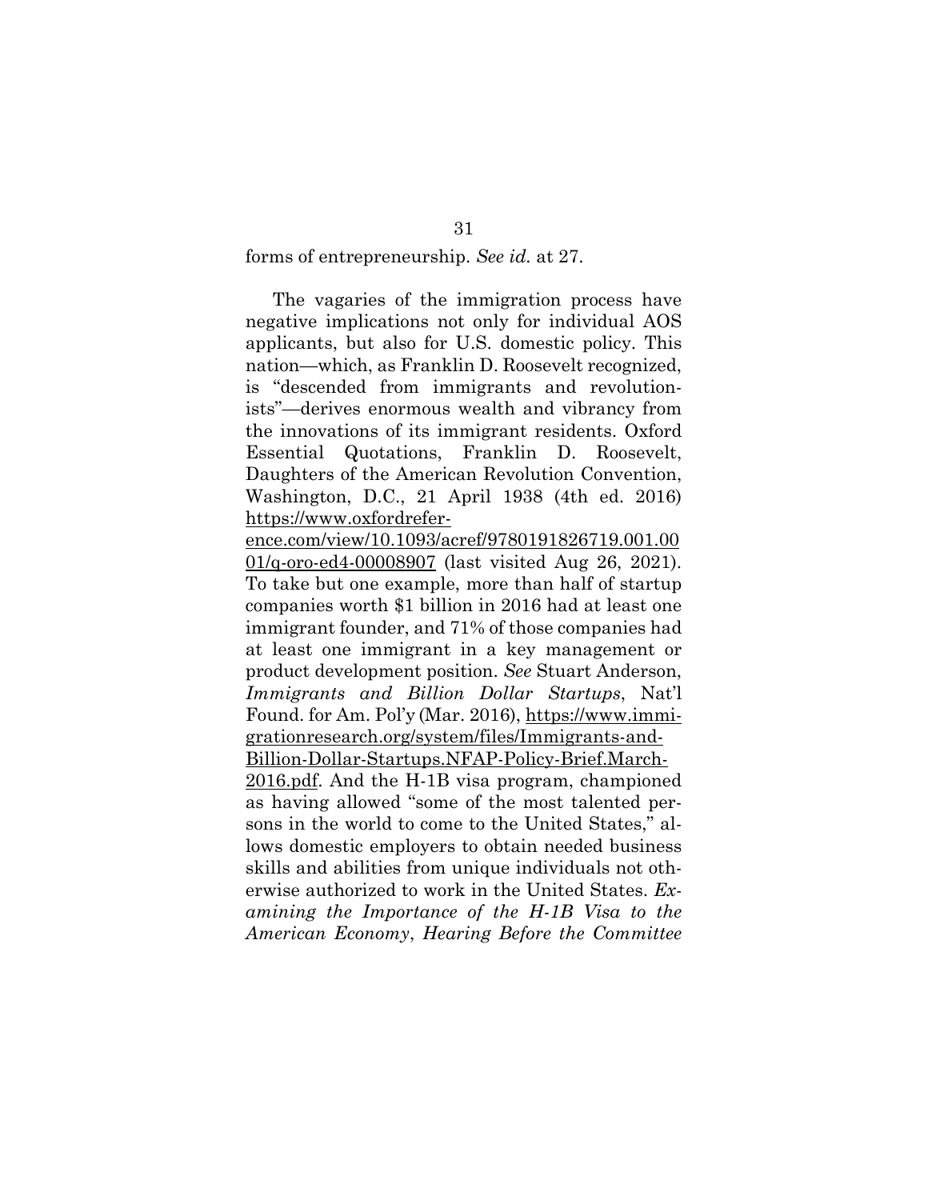forms of entrepreneurship. *See id.* at 27.

The vagaries of the immigration process have negative implications not only for individual AOS applicants, but also for U.S. domestic policy. This nation—which, as Franklin D. Roosevelt recognized, is "descended from immigrants and revolutionists"—derives enormous wealth and vibrancy from the innovations of its immigrant residents. Oxford Essential Quotations, Franklin D. Roosevelt, Daughters of the American Revolution Convention, Washington, D.C., 21 April 1938 (4th ed. 2016) https://www.oxfordreference.com/view/10.1093/acref/9780191826719.001.0001/q-oro-ed4-00008907 (last visited Aug 26, 2021). To take but one example, more than half of startup companies worth $1 billion in 2016 had at least one immigrant founder, and 71% of those companies had at least one immigrant in a key management or product development position. *See* Stuart Anderson, *Immigrants and Billion Dollar Startups*, Nat'l Found. for Am. Pol'y (Mar. 2016), https://www.immigrationresearch.org/system/files/Immigrants-and-Billion-Dollar-Startups.NFAP-Policy-Brief.March-2016.pdf. And the H-1B visa program, championed as having allowed "some of the most talented persons in the world to come to the United States," allows domestic employers to obtain needed business skills and abilities from unique individuals not otherwise authorized to work in the United States. *Examining the Importance of the H-1B Visa to the American Economy*, *Hearing Before the Committee*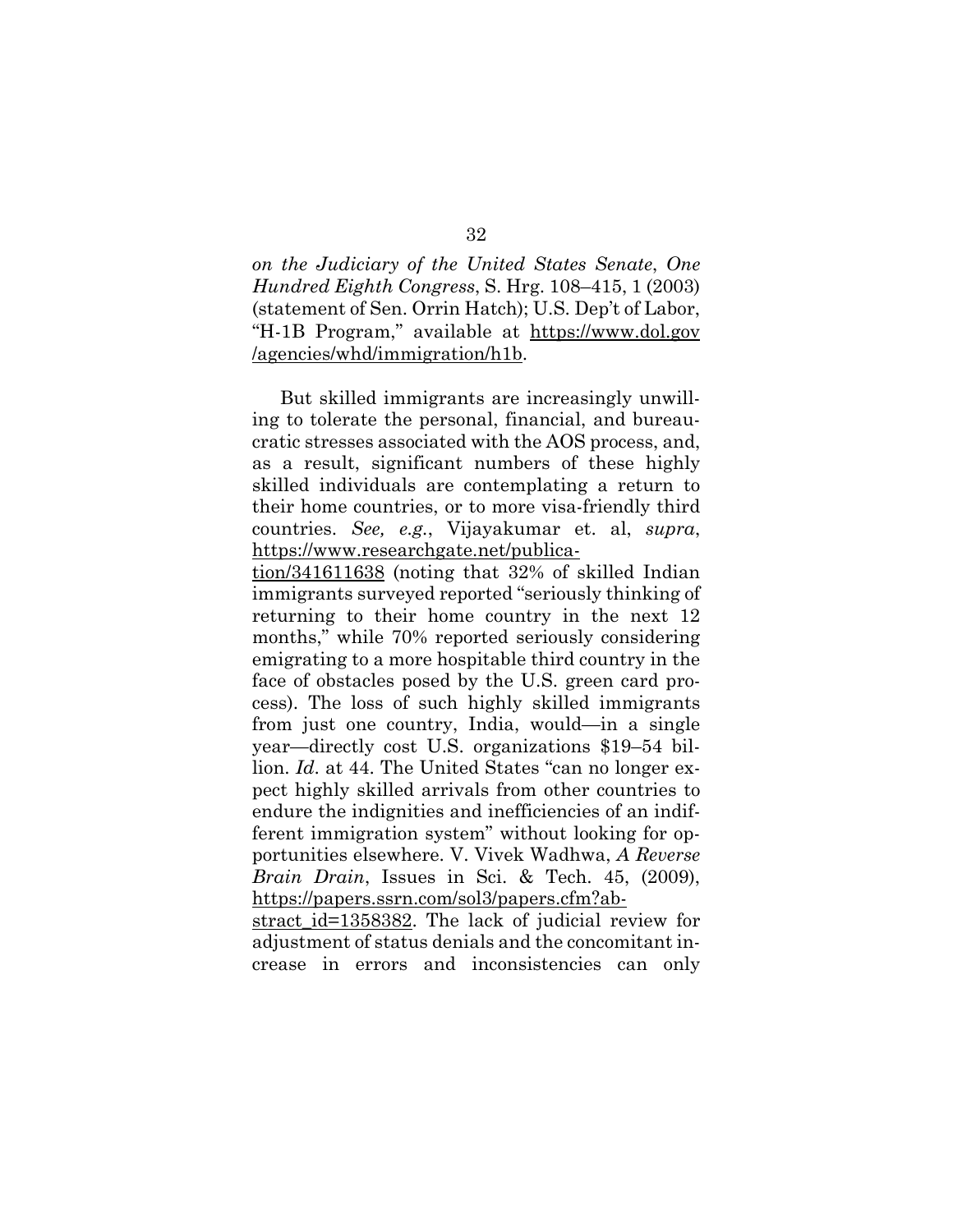*on the Judiciary of the United States Senate*, *One Hundred Eighth Congress*, S. Hrg. 108–415, 1 (2003) (statement of Sen. Orrin Hatch); U.S. Dep't of Labor, "H-1B Program," available at https://www.dol.gov/agencies/whd/immigration/h1b.

But skilled immigrants are increasingly unwilling to tolerate the personal, financial, and bureaucratic stresses associated with the AOS process, and, as a result, significant numbers of these highly skilled individuals are contemplating a return to their home countries, or to more visa-friendly third countries. *See, e.g.*, Vijayakumar et. al, *supra*, https://www.researchgate.net/publication/341611638 (noting that 32% of skilled Indian immigrants surveyed reported "seriously thinking of returning to their home country in the next 12 months," while 70% reported seriously considering emigrating to a more hospitable third country in the face of obstacles posed by the U.S. green card process). The loss of such highly skilled immigrants from just one country, India, would—in a single year—directly cost U.S. organizations $19–54 billion. *Id*. at 44. The United States "can no longer expect highly skilled arrivals from other countries to endure the indignities and inefficiencies of an indifferent immigration system" without looking for opportunities elsewhere. V. Vivek Wadhwa, *A Reverse Brain Drain*, Issues in Sci. & Tech. 45, (2009), https://papers.ssrn.com/sol3/papers.cfm?abstract_id=1358382. The lack of judicial review for adjustment of status denials and the concomitant increase in errors and inconsistencies can only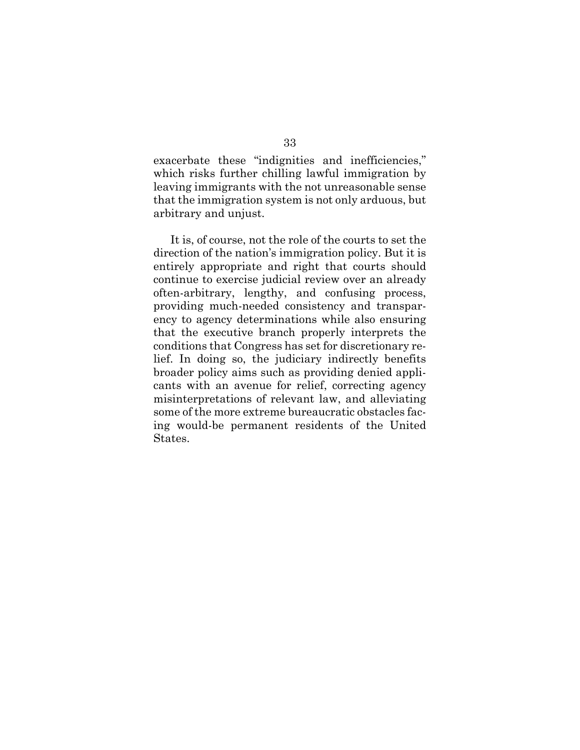exacerbate these "indignities and inefficiencies," which risks further chilling lawful immigration by leaving immigrants with the not unreasonable sense that the immigration system is not only arduous, but arbitrary and unjust.

It is, of course, not the role of the courts to set the direction of the nation's immigration policy. But it is entirely appropriate and right that courts should continue to exercise judicial review over an already often-arbitrary, lengthy, and confusing process, providing much-needed consistency and transparency to agency determinations while also ensuring that the executive branch properly interprets the conditions that Congress has set for discretionary relief. In doing so, the judiciary indirectly benefits broader policy aims such as providing denied applicants with an avenue for relief, correcting agency misinterpretations of relevant law, and alleviating some of the more extreme bureaucratic obstacles facing would-be permanent residents of the United States.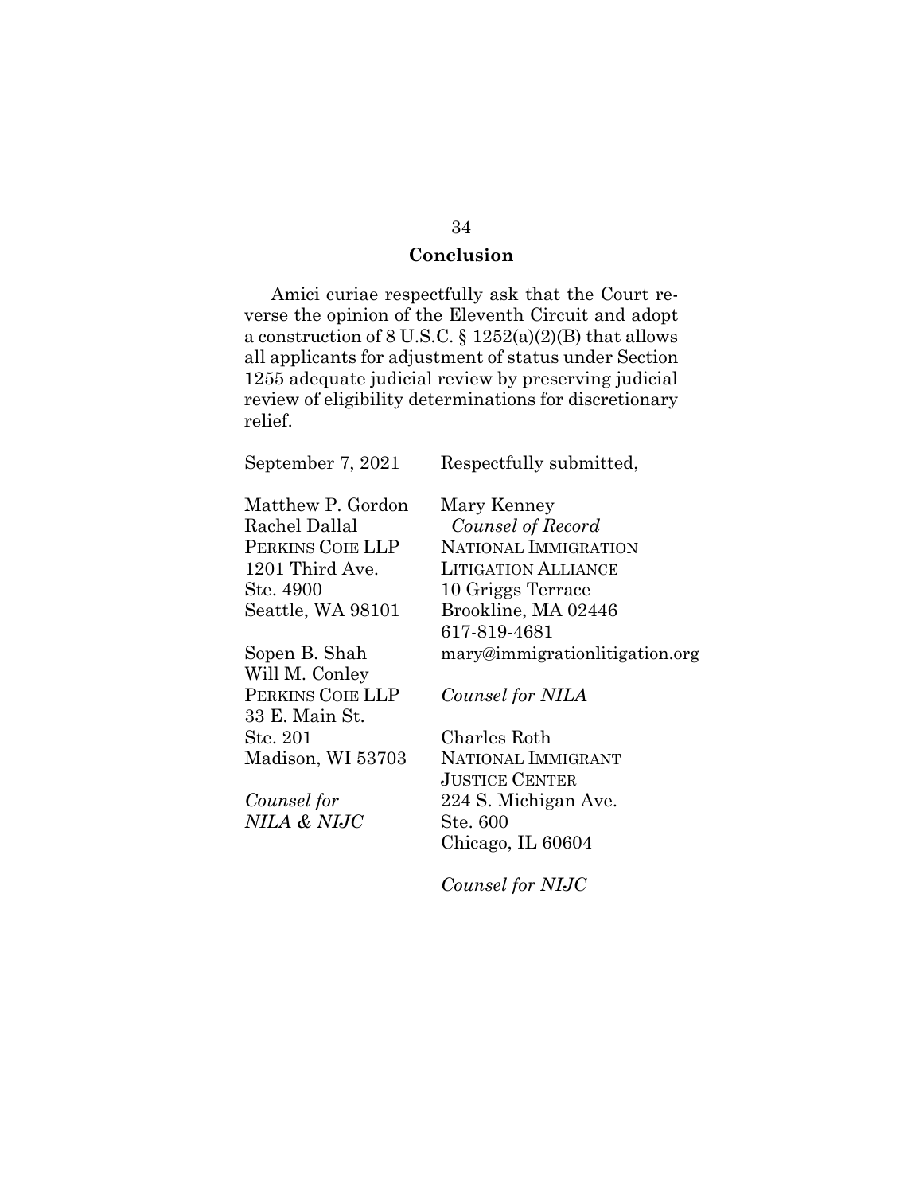## Conclusion

Amici curiae respectfully ask that the Court reverse the opinion of the Eleventh Circuit and adopt a construction of 8 U.S.C. § 1252(a)(2)(B) that allows all applicants for adjustment of status under Section 1255 adequate judicial review by preserving judicial review of eligibility determinations for discretionary relief.

September 7, 2021

Respectfully submitted,

Mary Kenney
*Counsel of Record*
NATIONAL IMMIGRATION LITIGATION ALLIANCE
10 Griggs Terrace
Brookline, MA 02446
617-819-4681
mary@immigrationlitigation.org

*Counsel for NILA*

Charles Roth
NATIONAL IMMIGRANT JUSTICE CENTER
224 S. Michigan Ave.
Ste. 600
Chicago, IL 60604

*Counsel for NIJC*

Matthew P. Gordon
Rachel Dallal
PERKINS COIE LLP
1201 Third Ave.
Ste. 4900
Seattle, WA 98101

Sopen B. Shah
Will M. Conley
PERKINS COIE LLP
33 E. Main St.
Ste. 201
Madison, WI 53703

*Counsel for NILA & NIJC*